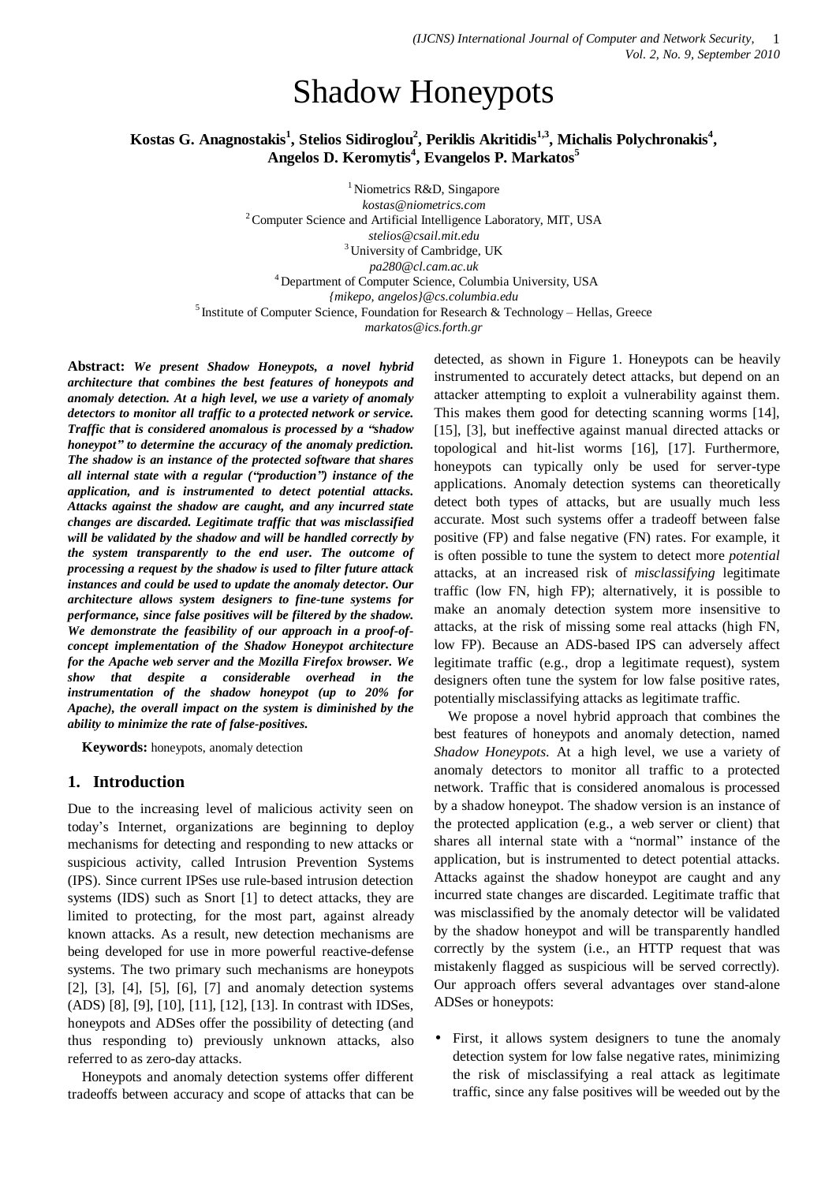# Shadow Honeypots

**Kostas G. Anagnostakis[1], Stelios Sidiroglou[2], Periklis Akritidis[1,3], Michalis Polychronakis[4], Angelos D. Keromytis[4], Evangelos P. Markatos[5]**

[1] Niometrics R&D, Singapore
*kostas@niometrics.com*
[2] Computer Science and Artificial Intelligence Laboratory, MIT, USA
*stelios@csail.mit.edu*
[3] University of Cambridge, UK
*pa280@cl.cam.ac.uk*
[4] Department of Computer Science, Columbia University, USA
*{mikepo, angelos}@cs.columbia.edu*
[5] Institute of Computer Science, Foundation for Research & Technology – Hellas, Greece
*markatos@ics.forth.gr*

**Abstract:** ***We present Shadow Honeypots, a novel hybrid architecture that combines the best features of honeypots and anomaly detection. At a high level, we use a variety of anomaly detectors to monitor all traffic to a protected network or service. Traffic that is considered anomalous is processed by a "shadow honeypot" to determine the accuracy of the anomaly prediction. The shadow is an instance of the protected software that shares all internal state with a regular ("production") instance of the application, and is instrumented to detect potential attacks. Attacks against the shadow are caught, and any incurred state changes are discarded. Legitimate traffic that was misclassified will be validated by the shadow and will be handled correctly by the system transparently to the end user. The outcome of processing a request by the shadow is used to filter future attack instances and could be used to update the anomaly detector. Our architecture allows system designers to fine-tune systems for performance, since false positives will be filtered by the shadow. We demonstrate the feasibility of our approach in a proof-of-concept implementation of the Shadow Honeypot architecture for the Apache web server and the Mozilla Firefox browser. We show that despite a considerable overhead in the instrumentation of the shadow honeypot (up to 20% for Apache), the overall impact on the system is diminished by the ability to minimize the rate of false-positives.***

**Keywords:** honeypots, anomaly detection

## 1. Introduction

Due to the increasing level of malicious activity seen on today's Internet, organizations are beginning to deploy mechanisms for detecting and responding to new attacks or suspicious activity, called Intrusion Prevention Systems (IPS). Since current IPSes use rule-based intrusion detection systems (IDS) such as Snort [1] to detect attacks, they are limited to protecting, for the most part, against already known attacks. As a result, new detection mechanisms are being developed for use in more powerful reactive-defense systems. The two primary such mechanisms are honeypots [2], [3], [4], [5], [6], [7] and anomaly detection systems (ADS) [8], [9], [10], [11], [12], [13]. In contrast with IDSes, honeypots and ADSes offer the possibility of detecting (and thus responding to) previously unknown attacks, also referred to as zero-day attacks.

Honeypots and anomaly detection systems offer different tradeoffs between accuracy and scope of attacks that can be detected, as shown in Figure 1. Honeypots can be heavily instrumented to accurately detect attacks, but depend on an attacker attempting to exploit a vulnerability against them. This makes them good for detecting scanning worms [14], [15], [3], but ineffective against manual directed attacks or topological and hit-list worms [16], [17]. Furthermore, honeypots can typically only be used for server-type applications. Anomaly detection systems can theoretically detect both types of attacks, but are usually much less accurate. Most such systems offer a tradeoff between false positive (FP) and false negative (FN) rates. For example, it is often possible to tune the system to detect more *potential* attacks, at an increased risk of *misclassifying* legitimate traffic (low FN, high FP); alternatively, it is possible to make an anomaly detection system more insensitive to attacks, at the risk of missing some real attacks (high FN, low FP). Because an ADS-based IPS can adversely affect legitimate traffic (e.g., drop a legitimate request), system designers often tune the system for low false positive rates, potentially misclassifying attacks as legitimate traffic.

We propose a novel hybrid approach that combines the best features of honeypots and anomaly detection, named *Shadow Honeypots*. At a high level, we use a variety of anomaly detectors to monitor all traffic to a protected network. Traffic that is considered anomalous is processed by a shadow honeypot. The shadow version is an instance of the protected application (e.g., a web server or client) that shares all internal state with a "normal" instance of the application, but is instrumented to detect potential attacks. Attacks against the shadow honeypot are caught and any incurred state changes are discarded. Legitimate traffic that was misclassified by the anomaly detector will be validated by the shadow honeypot and will be transparently handled correctly by the system (i.e., an HTTP request that was mistakenly flagged as suspicious will be served correctly). Our approach offers several advantages over stand-alone ADSes or honeypots:

- First, it allows system designers to tune the anomaly detection system for low false negative rates, minimizing the risk of misclassifying a real attack as legitimate traffic, since any false positives will be weeded out by the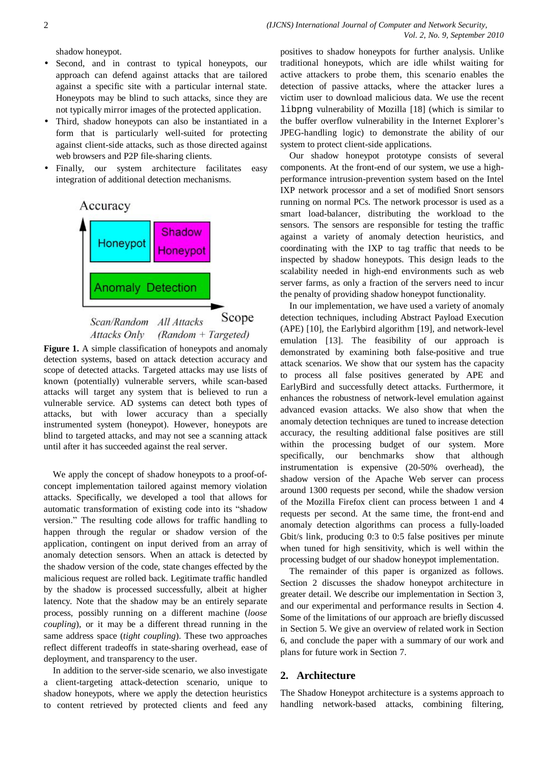shadow honeypot.

- Second, and in contrast to typical honeypots, our approach can defend against attacks that are tailored against a specific site with a particular internal state. Honeypots may be blind to such attacks, since they are not typically mirror images of the protected application.
- Third, shadow honeypots can also be instantiated in a form that is particularly well-suited for protecting against client-side attacks, such as those directed against web browsers and P2P file-sharing clients.
- Finally, our system architecture facilitates easy integration of additional detection mechanisms.

**Figure 1.** A simple classification of honeypots and anomaly detection systems, based on attack detection accuracy and scope of detected attacks. Targeted attacks may use lists of known (potentially) vulnerable servers, while scan-based attacks will target any system that is believed to run a vulnerable service. AD systems can detect both types of attacks, but with lower accuracy than a specially instrumented system (honeypot). However, honeypots are blind to targeted attacks, and may not see a scanning attack until after it has succeeded against the real server.

We apply the concept of shadow honeypots to a proof-of-concept implementation tailored against memory violation attacks. Specifically, we developed a tool that allows for automatic transformation of existing code into its "shadow version." The resulting code allows for traffic handling to happen through the regular or shadow version of the application, contingent on input derived from an array of anomaly detection sensors. When an attack is detected by the shadow version of the code, state changes effected by the malicious request are rolled back. Legitimate traffic handled by the shadow is processed successfully, albeit at higher latency. Note that the shadow may be an entirely separate process, possibly running on a different machine (*loose coupling*), or it may be a different thread running in the same address space (*tight coupling*). These two approaches reflect different tradeoffs in state-sharing overhead, ease of deployment, and transparency to the user.

In addition to the server-side scenario, we also investigate a client-targeting attack-detection scenario, unique to shadow honeypots, where we apply the detection heuristics to content retrieved by protected clients and feed any positives to shadow honeypots for further analysis. Unlike traditional honeypots, which are idle whilst waiting for active attackers to probe them, this scenario enables the detection of passive attacks, where the attacker lures a victim user to download malicious data. We use the recent `libpng` vulnerability of Mozilla [18] (which is similar to the buffer overflow vulnerability in the Internet Explorer's JPEG-handling logic) to demonstrate the ability of our system to protect client-side applications.

Our shadow honeypot prototype consists of several components. At the front-end of our system, we use a high-performance intrusion-prevention system based on the Intel IXP network processor and a set of modified Snort sensors running on normal PCs. The network processor is used as a smart load-balancer, distributing the workload to the sensors. The sensors are responsible for testing the traffic against a variety of anomaly detection heuristics, and coordinating with the IXP to tag traffic that needs to be inspected by shadow honeypots. This design leads to the scalability needed in high-end environments such as web server farms, as only a fraction of the servers need to incur the penalty of providing shadow honeypot functionality.

In our implementation, we have used a variety of anomaly detection techniques, including Abstract Payload Execution (APE) [10], the Earlybird algorithm [19], and network-level emulation [13]. The feasibility of our approach is demonstrated by examining both false-positive and true attack scenarios. We show that our system has the capacity to process all false positives generated by APE and EarlyBird and successfully detect attacks. Furthermore, it enhances the robustness of network-level emulation against advanced evasion attacks. We also show that when the anomaly detection techniques are tuned to increase detection accuracy, the resulting additional false positives are still within the processing budget of our system. More specifically, our benchmarks show that although instrumentation is expensive (20-50% overhead), the shadow version of the Apache Web server can process around 1300 requests per second, while the shadow version of the Mozilla Firefox client can process between 1 and 4 requests per second. At the same time, the front-end and anomaly detection algorithms can process a fully-loaded Gbit/s link, producing 0:3 to 0:5 false positives per minute when tuned for high sensitivity, which is well within the processing budget of our shadow honeypot implementation.

The remainder of this paper is organized as follows. Section 2 discusses the shadow honeypot architecture in greater detail. We describe our implementation in Section 3, and our experimental and performance results in Section 4. Some of the limitations of our approach are briefly discussed in Section 5. We give an overview of related work in Section 6, and conclude the paper with a summary of our work and plans for future work in Section 7.

## 2. Architecture

The Shadow Honeypot architecture is a systems approach to handling network-based attacks, combining filtering,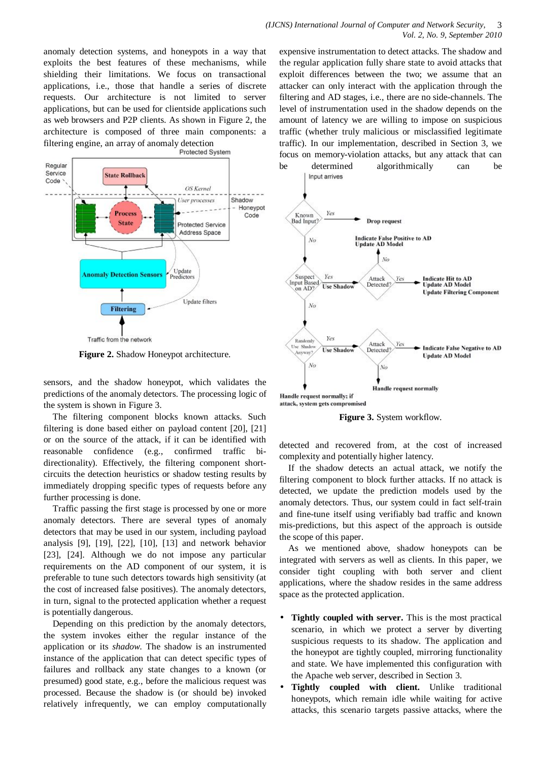anomaly detection systems, and honeypots in a way that exploits the best features of these mechanisms, while shielding their limitations. We focus on transactional applications, i.e., those that handle a series of discrete requests. Our architecture is not limited to server applications, but can be used for clientside applications such as web browsers and P2P clients. As shown in Figure 2, the architecture is composed of three main components: a filtering engine, an array of anomaly detection

Protected System

Regular Service Code

State Rollback

OS Kernel

User processes

Shadow Honeypot Code

Process State

Protected Service Address Space

Anomaly Detection Sensors

Update Predictors

Update filters

Filtering

Traffic from the network

**Figure 2.** Shadow Honeypot architecture.

sensors, and the shadow honeypot, which validates the predictions of the anomaly detectors. The processing logic of the system is shown in Figure 3.

The filtering component blocks known attacks. Such filtering is done based either on payload content [20], [21] or on the source of the attack, if it can be identified with reasonable confidence (e.g., confirmed traffic bi-directionality). Effectively, the filtering component short-circuits the detection heuristics or shadow testing results by immediately dropping specific types of requests before any further processing is done.

Traffic passing the first stage is processed by one or more anomaly detectors. There are several types of anomaly detectors that may be used in our system, including payload analysis [9], [19], [22], [10], [13] and network behavior [23], [24]. Although we do not impose any particular requirements on the AD component of our system, it is preferable to tune such detectors towards high sensitivity (at the cost of increased false positives). The anomaly detectors, in turn, signal to the protected application whether a request is potentially dangerous.

Depending on this prediction by the anomaly detectors, the system invokes either the regular instance of the application or its *shadow*. The shadow is an instrumented instance of the application that can detect specific types of failures and rollback any state changes to a known (or presumed) good state, e.g., before the malicious request was processed. Because the shadow is (or should be) invoked relatively infrequently, we can employ computationally expensive instrumentation to detect attacks. The shadow and the regular application fully share state to avoid attacks that exploit differences between the two; we assume that an attacker can only interact with the application through the filtering and AD stages, i.e., there are no side-channels. The level of instrumentation used in the shadow depends on the amount of latency we are willing to impose on suspicious traffic (whether truly malicious or misclassified legitimate traffic). In our implementation, described in Section 3, we focus on memory-violation attacks, but any attack that can be determined algorithmically can be

Input arrives

Known Bad Input?

Yes

Drop request

No

Indicate False Positive to AD
Update AD Model

No

Suspect Input Based on AD?

Yes

Use Shadow

Attack Detected?

Yes

Indicate Hit to AD
Update AD Model
Update Filtering Component

No

Randomly Use Shadow Anyway?

Yes

Use Shadow

Attack Detected?

Yes

Indicate False Negative to AD
Update AD Model

No

No

Handle request normally

Handle request normally; if attack, system gets compromised

**Figure 3.** System workflow.

detected and recovered from, at the cost of increased complexity and potentially higher latency.

If the shadow detects an actual attack, we notify the filtering component to block further attacks. If no attack is detected, we update the prediction models used by the anomaly detectors. Thus, our system could in fact self-train and fine-tune itself using verifiably bad traffic and known mis-predictions, but this aspect of the approach is outside the scope of this paper.

As we mentioned above, shadow honeypots can be integrated with servers as well as clients. In this paper, we consider tight coupling with both server and client applications, where the shadow resides in the same address space as the protected application.

- **Tightly coupled with server.** This is the most practical scenario, in which we protect a server by diverting suspicious requests to its shadow. The application and the honeypot are tightly coupled, mirroring functionality and state. We have implemented this configuration with the Apache web server, described in Section 3.
- **Tightly coupled with client.** Unlike traditional honeypots, which remain idle while waiting for active attacks, this scenario targets passive attacks, where the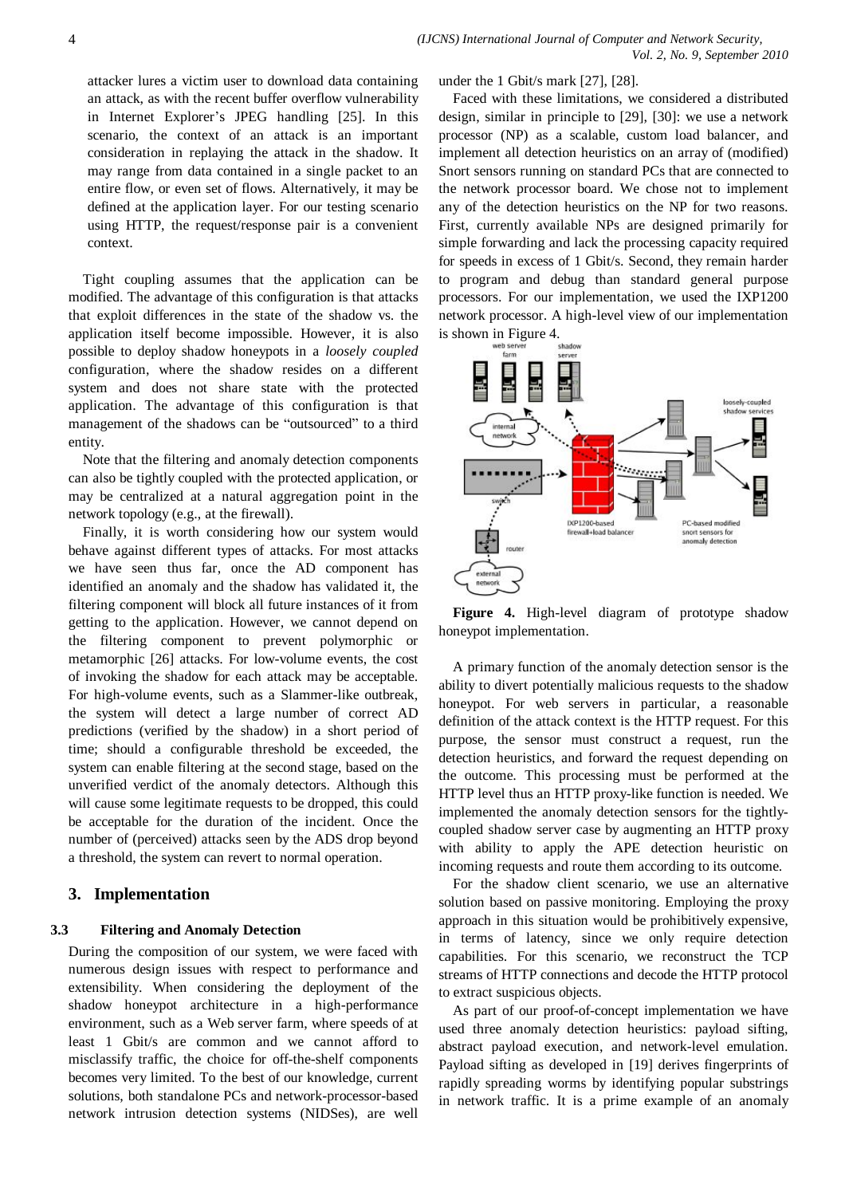attacker lures a victim user to download data containing an attack, as with the recent buffer overflow vulnerability in Internet Explorer's JPEG handling [25]. In this scenario, the context of an attack is an important consideration in replaying the attack in the shadow. It may range from data contained in a single packet to an entire flow, or even set of flows. Alternatively, it may be defined at the application layer. For our testing scenario using HTTP, the request/response pair is a convenient context.

Tight coupling assumes that the application can be modified. The advantage of this configuration is that attacks that exploit differences in the state of the shadow vs. the application itself become impossible. However, it is also possible to deploy shadow honeypots in a *loosely coupled* configuration, where the shadow resides on a different system and does not share state with the protected application. The advantage of this configuration is that management of the shadows can be "outsourced" to a third entity.

Note that the filtering and anomaly detection components can also be tightly coupled with the protected application, or may be centralized at a natural aggregation point in the network topology (e.g., at the firewall).

Finally, it is worth considering how our system would behave against different types of attacks. For most attacks we have seen thus far, once the AD component has identified an anomaly and the shadow has validated it, the filtering component will block all future instances of it from getting to the application. However, we cannot depend on the filtering component to prevent polymorphic or metamorphic [26] attacks. For low-volume events, the cost of invoking the shadow for each attack may be acceptable. For high-volume events, such as a Slammer-like outbreak, the system will detect a large number of correct AD predictions (verified by the shadow) in a short period of time; should a configurable threshold be exceeded, the system can enable filtering at the second stage, based on the unverified verdict of the anomaly detectors. Although this will cause some legitimate requests to be dropped, this could be acceptable for the duration of the incident. Once the number of (perceived) attacks seen by the ADS drop beyond a threshold, the system can revert to normal operation.

## 3. Implementation

### 3.3 Filtering and Anomaly Detection

During the composition of our system, we were faced with numerous design issues with respect to performance and extensibility. When considering the deployment of the shadow honeypot architecture in a high-performance environment, such as a Web server farm, where speeds of at least 1 Gbit/s are common and we cannot afford to misclassify traffic, the choice for off-the-shelf components becomes very limited. To the best of our knowledge, current solutions, both standalone PCs and network-processor-based network intrusion detection systems (NIDSes), are well under the 1 Gbit/s mark [27], [28].

Faced with these limitations, we considered a distributed design, similar in principle to [29], [30]: we use a network processor (NP) as a scalable, custom load balancer, and implement all detection heuristics on an array of (modified) Snort sensors running on standard PCs that are connected to the network processor board. We chose not to implement any of the detection heuristics on the NP for two reasons. First, currently available NPs are designed primarily for simple forwarding and lack the processing capacity required for speeds in excess of 1 Gbit/s. Second, they remain harder to program and debug than standard general purpose processors. For our implementation, we used the IXP1200 network processor. A high-level view of our implementation is shown in Figure 4.

**Figure 4.** High-level diagram of prototype shadow honeypot implementation.

A primary function of the anomaly detection sensor is the ability to divert potentially malicious requests to the shadow honeypot. For web servers in particular, a reasonable definition of the attack context is the HTTP request. For this purpose, the sensor must construct a request, run the detection heuristics, and forward the request depending on the outcome. This processing must be performed at the HTTP level thus an HTTP proxy-like function is needed. We implemented the anomaly detection sensors for the tightly-coupled shadow server case by augmenting an HTTP proxy with ability to apply the APE detection heuristic on incoming requests and route them according to its outcome.

For the shadow client scenario, we use an alternative solution based on passive monitoring. Employing the proxy approach in this situation would be prohibitively expensive, in terms of latency, since we only require detection capabilities. For this scenario, we reconstruct the TCP streams of HTTP connections and decode the HTTP protocol to extract suspicious objects.

As part of our proof-of-concept implementation we have used three anomaly detection heuristics: payload sifting, abstract payload execution, and network-level emulation. Payload sifting as developed in [19] derives fingerprints of rapidly spreading worms by identifying popular substrings in network traffic. It is a prime example of an anomaly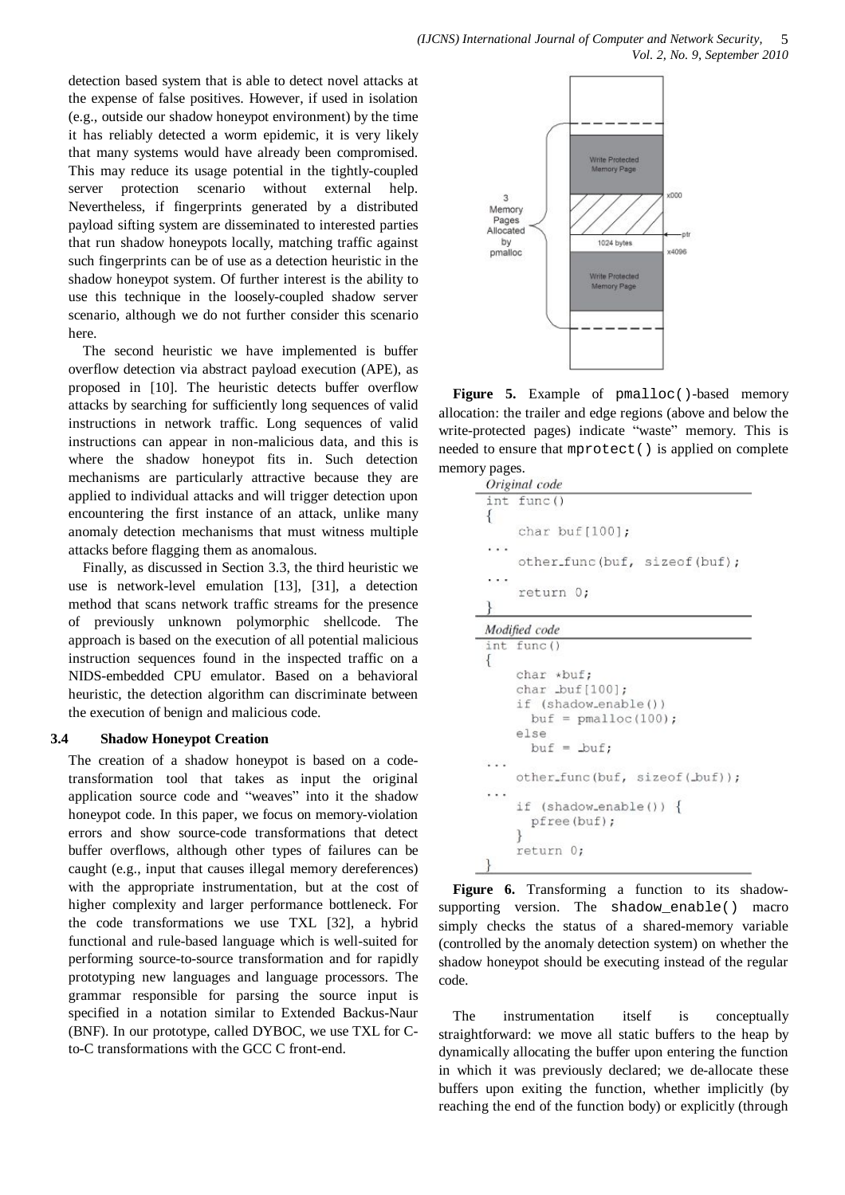detection based system that is able to detect novel attacks at the expense of false positives. However, if used in isolation (e.g., outside our shadow honeypot environment) by the time it has reliably detected a worm epidemic, it is very likely that many systems would have already been compromised. This may reduce its usage potential in the tightly-coupled server protection scenario without external help. Nevertheless, if fingerprints generated by a distributed payload sifting system are disseminated to interested parties that run shadow honeypots locally, matching traffic against such fingerprints can be of use as a detection heuristic in the shadow honeypot system. Of further interest is the ability to use this technique in the loosely-coupled shadow server scenario, although we do not further consider this scenario here.

The second heuristic we have implemented is buffer overflow detection via abstract payload execution (APE), as proposed in [10]. The heuristic detects buffer overflow attacks by searching for sufficiently long sequences of valid instructions in network traffic. Long sequences of valid instructions can appear in non-malicious data, and this is where the shadow honeypot fits in. Such detection mechanisms are particularly attractive because they are applied to individual attacks and will trigger detection upon encountering the first instance of an attack, unlike many anomaly detection mechanisms that must witness multiple attacks before flagging them as anomalous.

Finally, as discussed in Section 3.3, the third heuristic we use is network-level emulation [13], [31], a detection method that scans network traffic streams for the presence of previously unknown polymorphic shellcode. The approach is based on the execution of all potential malicious instruction sequences found in the inspected traffic on a NIDS-embedded CPU emulator. Based on a behavioral heuristic, the detection algorithm can discriminate between the execution of benign and malicious code.

### 3.4 Shadow Honeypot Creation

The creation of a shadow honeypot is based on a code-transformation tool that takes as input the original application source code and "weaves" into it the shadow honeypot code. In this paper, we focus on memory-violation errors and show source-code transformations that detect buffer overflows, although other types of failures can be caught (e.g., input that causes illegal memory dereferences) with the appropriate instrumentation, but at the cost of higher complexity and larger performance bottleneck. For the code transformations we use TXL [32], a hybrid functional and rule-based language which is well-suited for performing source-to-source transformation and for rapidly prototyping new languages and language processors. The grammar responsible for parsing the source input is specified in a notation similar to Extended Backus-Naur (BNF). In our prototype, called DYBOC, we use TXL for C-to-C transformations with the GCC C front-end.

**Figure 5.** Example of `pmalloc()`-based memory allocation: the trailer and edge regions (above and below the write-protected pages) indicate "waste" memory. This is needed to ensure that `mprotect()` is applied on complete memory pages.

*Original code*

```
int func()
{
    char buf[100];
...
    other_func(buf, sizeof(buf);
...
    return 0;
}
```

*Modified code*

```
int func()
{
    char *buf;
    char _buf[100];
    if (shadow_enable())
      buf = pmalloc(100);
    else
      buf = _buf;
...
    other_func(buf, sizeof(_buf));
...
    if (shadow_enable()) {
      pfree(buf);
    }
    return 0;
}
```

**Figure 6.** Transforming a function to its shadow-supporting version. The `shadow_enable()` macro simply checks the status of a shared-memory variable (controlled by the anomaly detection system) on whether the shadow honeypot should be executing instead of the regular code.

The instrumentation itself is conceptually straightforward: we move all static buffers to the heap by dynamically allocating the buffer upon entering the function in which it was previously declared; we de-allocate these buffers upon exiting the function, whether implicitly (by reaching the end of the function body) or explicitly (through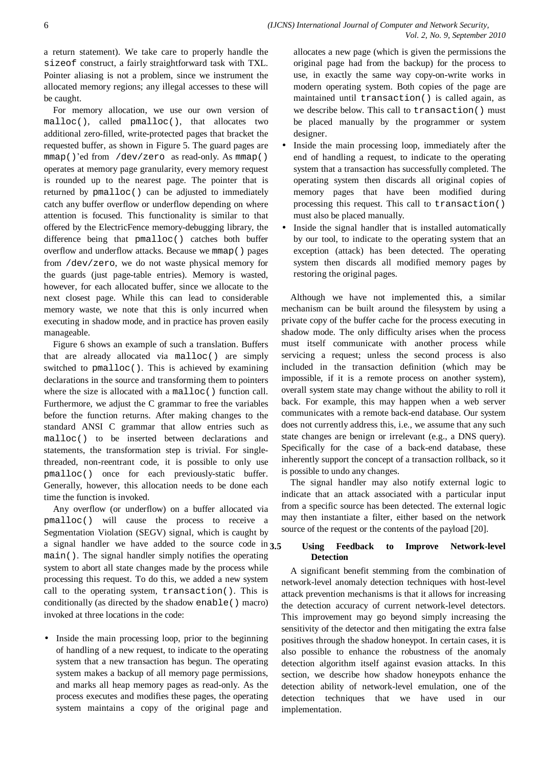a return statement). We take care to properly handle the sizeof construct, a fairly straightforward task with TXL. Pointer aliasing is not a problem, since we instrument the allocated memory regions; any illegal accesses to these will be caught.

For memory allocation, we use our own version of malloc(), called pmalloc(), that allocates two additional zero-filled, write-protected pages that bracket the requested buffer, as shown in Figure 5. The guard pages are mmap()'ed from /dev/zero as read-only. As mmap() operates at memory page granularity, every memory request is rounded up to the nearest page. The pointer that is returned by pmalloc() can be adjusted to immediately catch any buffer overflow or underflow depending on where attention is focused. This functionality is similar to that offered by the ElectricFence memory-debugging library, the difference being that pmalloc() catches both buffer overflow and underflow attacks. Because we mmap() pages from /dev/zero, we do not waste physical memory for the guards (just page-table entries). Memory is wasted, however, for each allocated buffer, since we allocate to the next closest page. While this can lead to considerable memory waste, we note that this is only incurred when executing in shadow mode, and in practice has proven easily manageable.

Figure 6 shows an example of such a translation. Buffers that are already allocated via malloc() are simply switched to pmalloc(). This is achieved by examining declarations in the source and transforming them to pointers where the size is allocated with a malloc() function call. Furthermore, we adjust the C grammar to free the variables before the function returns. After making changes to the standard ANSI C grammar that allow entries such as malloc() to be inserted between declarations and statements, the transformation step is trivial. For single-threaded, non-reentrant code, it is possible to only use pmalloc() once for each previously-static buffer. Generally, however, this allocation needs to be done each time the function is invoked.

Any overflow (or underflow) on a buffer allocated via pmalloc() will cause the process to receive a Segmentation Violation (SEGV) signal, which is caught by a signal handler we have added to the source code in main(). The signal handler simply notifies the operating system to abort all state changes made by the process while processing this request. To do this, we added a new system call to the operating system, transaction(). This is conditionally (as directed by the shadow enable() macro) invoked at three locations in the code:

- Inside the main processing loop, prior to the beginning of handling of a new request, to indicate to the operating system that a new transaction has begun. The operating system makes a backup of all memory page permissions, and marks all heap memory pages as read-only. As the process executes and modifies these pages, the operating system maintains a copy of the original page and allocates a new page (which is given the permissions the original page had from the backup) for the process to use, in exactly the same way copy-on-write works in modern operating system. Both copies of the page are maintained until transaction() is called again, as we describe below. This call to transaction() must be placed manually by the programmer or system designer.
- Inside the main processing loop, immediately after the end of handling a request, to indicate to the operating system that a transaction has successfully completed. The operating system then discards all original copies of memory pages that have been modified during processing this request. This call to transaction() must also be placed manually.
- Inside the signal handler that is installed automatically by our tool, to indicate to the operating system that an exception (attack) has been detected. The operating system then discards all modified memory pages by restoring the original pages.

Although we have not implemented this, a similar mechanism can be built around the filesystem by using a private copy of the buffer cache for the process executing in shadow mode. The only difficulty arises when the process must itself communicate with another process while servicing a request; unless the second process is also included in the transaction definition (which may be impossible, if it is a remote process on another system), overall system state may change without the ability to roll it back. For example, this may happen when a web server communicates with a remote back-end database. Our system does not currently address this, i.e., we assume that any such state changes are benign or irrelevant (e.g., a DNS query). Specifically for the case of a back-end database, these inherently support the concept of a transaction rollback, so it is possible to undo any changes.

The signal handler may also notify external logic to indicate that an attack associated with a particular input from a specific source has been detected. The external logic may then instantiate a filter, either based on the network source of the request or the contents of the payload [20].

### 3.5 Using Feedback to Improve Network-level Detection

A significant benefit stemming from the combination of network-level anomaly detection techniques with host-level attack prevention mechanisms is that it allows for increasing the detection accuracy of current network-level detectors. This improvement may go beyond simply increasing the sensitivity of the detector and then mitigating the extra false positives through the shadow honeypot. In certain cases, it is also possible to enhance the robustness of the anomaly detection algorithm itself against evasion attacks. In this section, we describe how shadow honeypots enhance the detection ability of network-level emulation, one of the detection techniques that we have used in our implementation.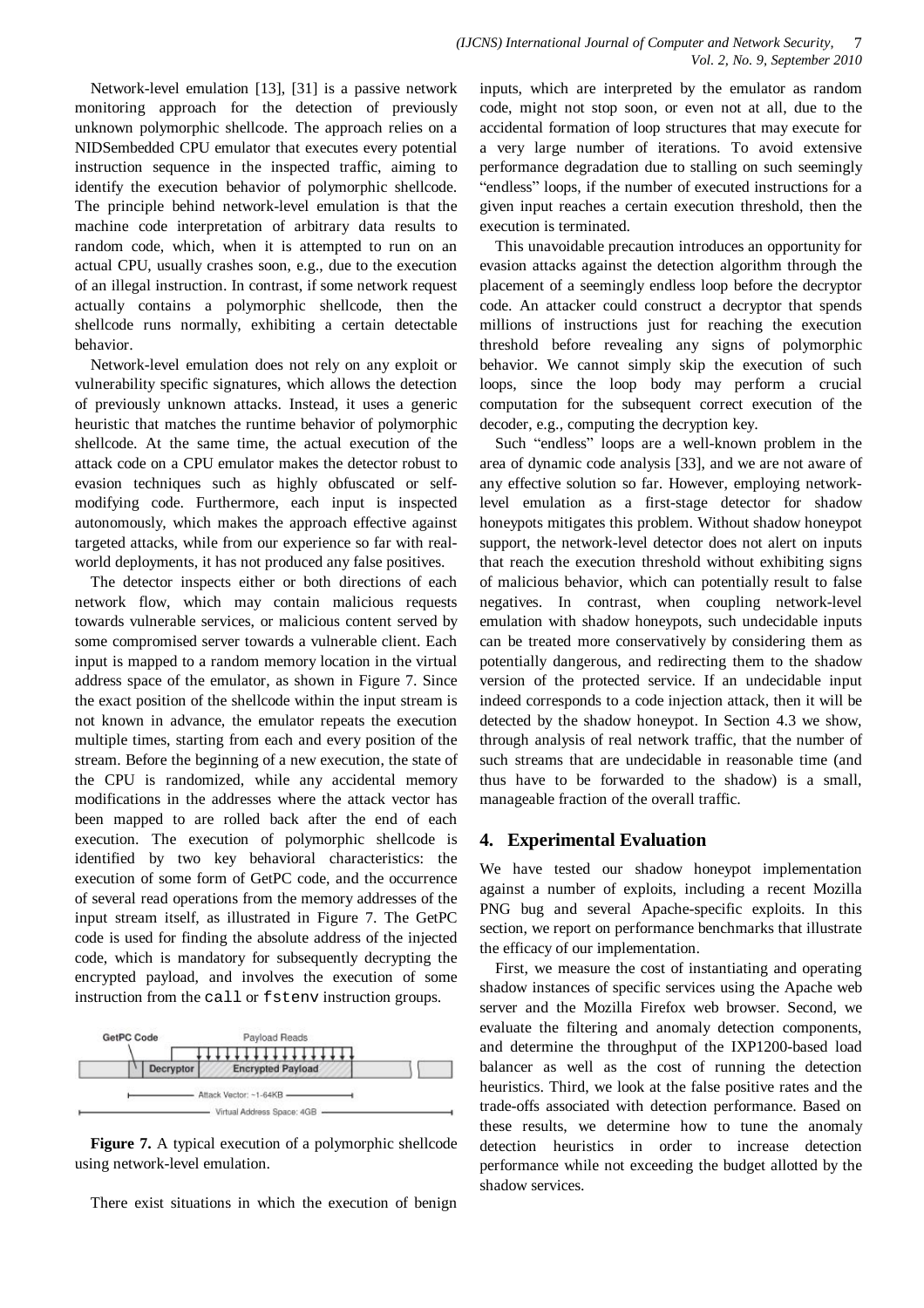Network-level emulation [13], [31] is a passive network monitoring approach for the detection of previously unknown polymorphic shellcode. The approach relies on a NIDSembedded CPU emulator that executes every potential instruction sequence in the inspected traffic, aiming to identify the execution behavior of polymorphic shellcode. The principle behind network-level emulation is that the machine code interpretation of arbitrary data results to random code, which, when it is attempted to run on an actual CPU, usually crashes soon, e.g., due to the execution of an illegal instruction. In contrast, if some network request actually contains a polymorphic shellcode, then the shellcode runs normally, exhibiting a certain detectable behavior.

Network-level emulation does not rely on any exploit or vulnerability specific signatures, which allows the detection of previously unknown attacks. Instead, it uses a generic heuristic that matches the runtime behavior of polymorphic shellcode. At the same time, the actual execution of the attack code on a CPU emulator makes the detector robust to evasion techniques such as highly obfuscated or self-modifying code. Furthermore, each input is inspected autonomously, which makes the approach effective against targeted attacks, while from our experience so far with real-world deployments, it has not produced any false positives.

The detector inspects either or both directions of each network flow, which may contain malicious requests towards vulnerable services, or malicious content served by some compromised server towards a vulnerable client. Each input is mapped to a random memory location in the virtual address space of the emulator, as shown in Figure 7. Since the exact position of the shellcode within the input stream is not known in advance, the emulator repeats the execution multiple times, starting from each and every position of the stream. Before the beginning of a new execution, the state of the CPU is randomized, while any accidental memory modifications in the addresses where the attack vector has been mapped to are rolled back after the end of each execution. The execution of polymorphic shellcode is identified by two key behavioral characteristics: the execution of some form of GetPC code, and the occurrence of several read operations from the memory addresses of the input stream itself, as illustrated in Figure 7. The GetPC code is used for finding the absolute address of the injected code, which is mandatory for subsequently decrypting the encrypted payload, and involves the execution of some instruction from the `call` or `fstenv` instruction groups.

**Figure 7.** A typical execution of a polymorphic shellcode using network-level emulation.

There exist situations in which the execution of benign inputs, which are interpreted by the emulator as random code, might not stop soon, or even not at all, due to the accidental formation of loop structures that may execute for a very large number of iterations. To avoid extensive performance degradation due to stalling on such seemingly "endless" loops, if the number of executed instructions for a given input reaches a certain execution threshold, then the execution is terminated.

This unavoidable precaution introduces an opportunity for evasion attacks against the detection algorithm through the placement of a seemingly endless loop before the decryptor code. An attacker could construct a decryptor that spends millions of instructions just for reaching the execution threshold before revealing any signs of polymorphic behavior. We cannot simply skip the execution of such loops, since the loop body may perform a crucial computation for the subsequent correct execution of the decoder, e.g., computing the decryption key.

Such "endless" loops are a well-known problem in the area of dynamic code analysis [33], and we are not aware of any effective solution so far. However, employing network-level emulation as a first-stage detector for shadow honeypots mitigates this problem. Without shadow honeypot support, the network-level detector does not alert on inputs that reach the execution threshold without exhibiting signs of malicious behavior, which can potentially result to false negatives. In contrast, when coupling network-level emulation with shadow honeypots, such undecidable inputs can be treated more conservatively by considering them as potentially dangerous, and redirecting them to the shadow version of the protected service. If an undecidable input indeed corresponds to a code injection attack, then it will be detected by the shadow honeypot. In Section 4.3 we show, through analysis of real network traffic, that the number of such streams that are undecidable in reasonable time (and thus have to be forwarded to the shadow) is a small, manageable fraction of the overall traffic.

## 4. Experimental Evaluation

We have tested our shadow honeypot implementation against a number of exploits, including a recent Mozilla PNG bug and several Apache-specific exploits. In this section, we report on performance benchmarks that illustrate the efficacy of our implementation.

First, we measure the cost of instantiating and operating shadow instances of specific services using the Apache web server and the Mozilla Firefox web browser. Second, we evaluate the filtering and anomaly detection components, and determine the throughput of the IXP1200-based load balancer as well as the cost of running the detection heuristics. Third, we look at the false positive rates and the trade-offs associated with detection performance. Based on these results, we determine how to tune the anomaly detection heuristics in order to increase detection performance while not exceeding the budget allotted by the shadow services.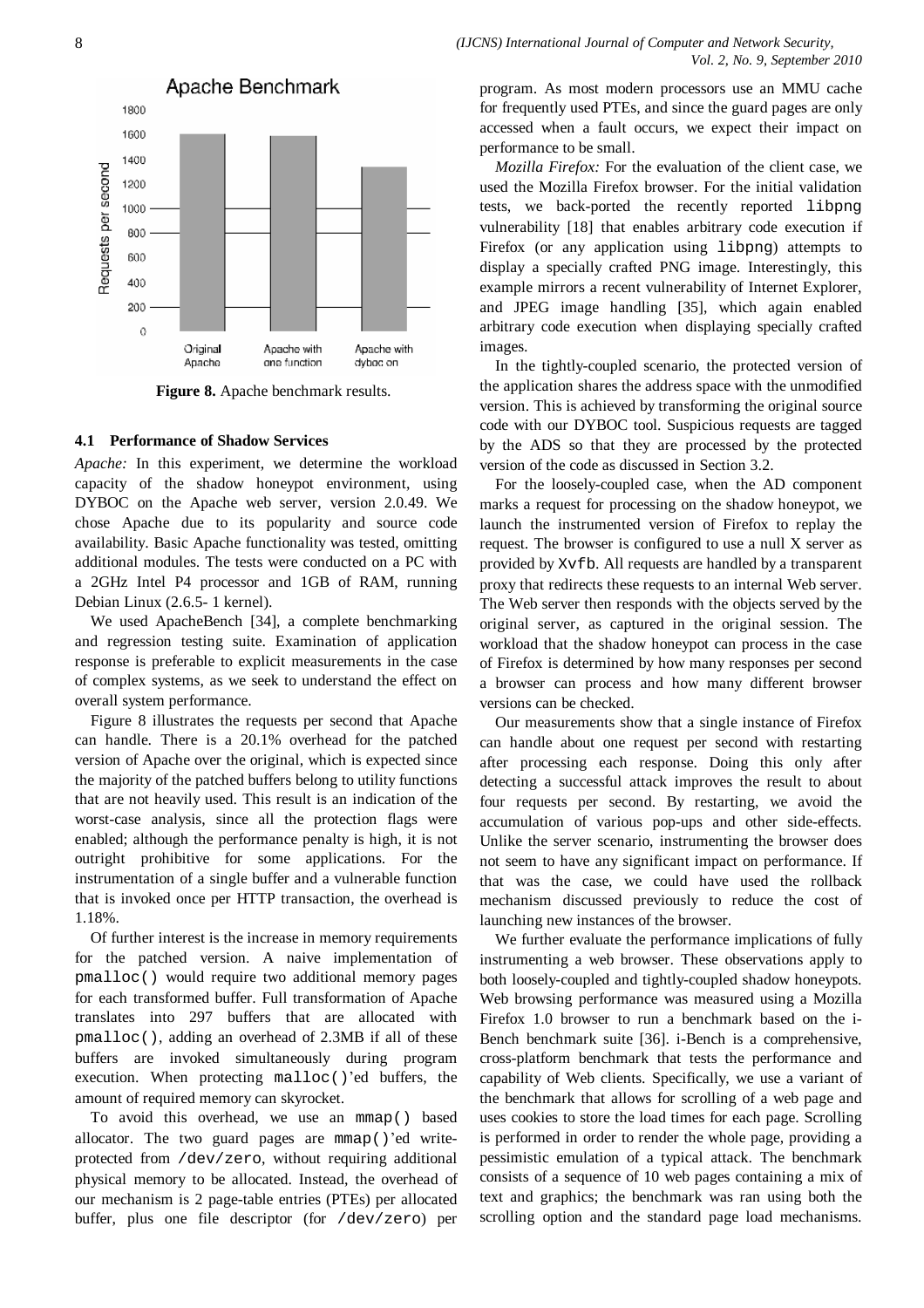Figure 8. Apache benchmark results.

### 4.1 Performance of Shadow Services

*Apache:* In this experiment, we determine the workload capacity of the shadow honeypot environment, using DYBOC on the Apache web server, version 2.0.49. We chose Apache due to its popularity and source code availability. Basic Apache functionality was tested, omitting additional modules. The tests were conducted on a PC with a 2GHz Intel P4 processor and 1GB of RAM, running Debian Linux (2.6.5- 1 kernel).

We used ApacheBench [34], a complete benchmarking and regression testing suite. Examination of application response is preferable to explicit measurements in the case of complex systems, as we seek to understand the effect on overall system performance.

Figure 8 illustrates the requests per second that Apache can handle. There is a 20.1% overhead for the patched version of Apache over the original, which is expected since the majority of the patched buffers belong to utility functions that are not heavily used. This result is an indication of the worst-case analysis, since all the protection flags were enabled; although the performance penalty is high, it is not outright prohibitive for some applications. For the instrumentation of a single buffer and a vulnerable function that is invoked once per HTTP transaction, the overhead is 1.18%.

Of further interest is the increase in memory requirements for the patched version. A naive implementation of `pmalloc()` would require two additional memory pages for each transformed buffer. Full transformation of Apache translates into 297 buffers that are allocated with `pmalloc()`, adding an overhead of 2.3MB if all of these buffers are invoked simultaneously during program execution. When protecting `malloc()`'ed buffers, the amount of required memory can skyrocket.

To avoid this overhead, we use an `mmap()` based allocator. The two guard pages are `mmap()`'ed write-protected from `/dev/zero`, without requiring additional physical memory to be allocated. Instead, the overhead of our mechanism is 2 page-table entries (PTEs) per allocated buffer, plus one file descriptor (for `/dev/zero`) per program. As most modern processors use an MMU cache for frequently used PTEs, and since the guard pages are only accessed when a fault occurs, we expect their impact on performance to be small.

*Mozilla Firefox:* For the evaluation of the client case, we used the Mozilla Firefox browser. For the initial validation tests, we back-ported the recently reported `libpng` vulnerability [18] that enables arbitrary code execution if Firefox (or any application using `libpng`) attempts to display a specially crafted PNG image. Interestingly, this example mirrors a recent vulnerability of Internet Explorer, and JPEG image handling [35], which again enabled arbitrary code execution when displaying specially crafted images.

In the tightly-coupled scenario, the protected version of the application shares the address space with the unmodified version. This is achieved by transforming the original source code with our DYBOC tool. Suspicious requests are tagged by the ADS so that they are processed by the protected version of the code as discussed in Section 3.2.

For the loosely-coupled case, when the AD component marks a request for processing on the shadow honeypot, we launch the instrumented version of Firefox to replay the request. The browser is configured to use a null X server as provided by `Xvfb`. All requests are handled by a transparent proxy that redirects these requests to an internal Web server. The Web server then responds with the objects served by the original server, as captured in the original session. The workload that the shadow honeypot can process in the case of Firefox is determined by how many responses per second a browser can process and how many different browser versions can be checked.

Our measurements show that a single instance of Firefox can handle about one request per second with restarting after processing each response. Doing this only after detecting a successful attack improves the result to about four requests per second. By restarting, we avoid the accumulation of various pop-ups and other side-effects. Unlike the server scenario, instrumenting the browser does not seem to have any significant impact on performance. If that was the case, we could have used the rollback mechanism discussed previously to reduce the cost of launching new instances of the browser.

We further evaluate the performance implications of fully instrumenting a web browser. These observations apply to both loosely-coupled and tightly-coupled shadow honeypots. Web browsing performance was measured using a Mozilla Firefox 1.0 browser to run a benchmark based on the i-Bench benchmark suite [36]. i-Bench is a comprehensive, cross-platform benchmark that tests the performance and capability of Web clients. Specifically, we use a variant of the benchmark that allows for scrolling of a web page and uses cookies to store the load times for each page. Scrolling is performed in order to render the whole page, providing a pessimistic emulation of a typical attack. The benchmark consists of a sequence of 10 web pages containing a mix of text and graphics; the benchmark was ran using both the scrolling option and the standard page load mechanisms.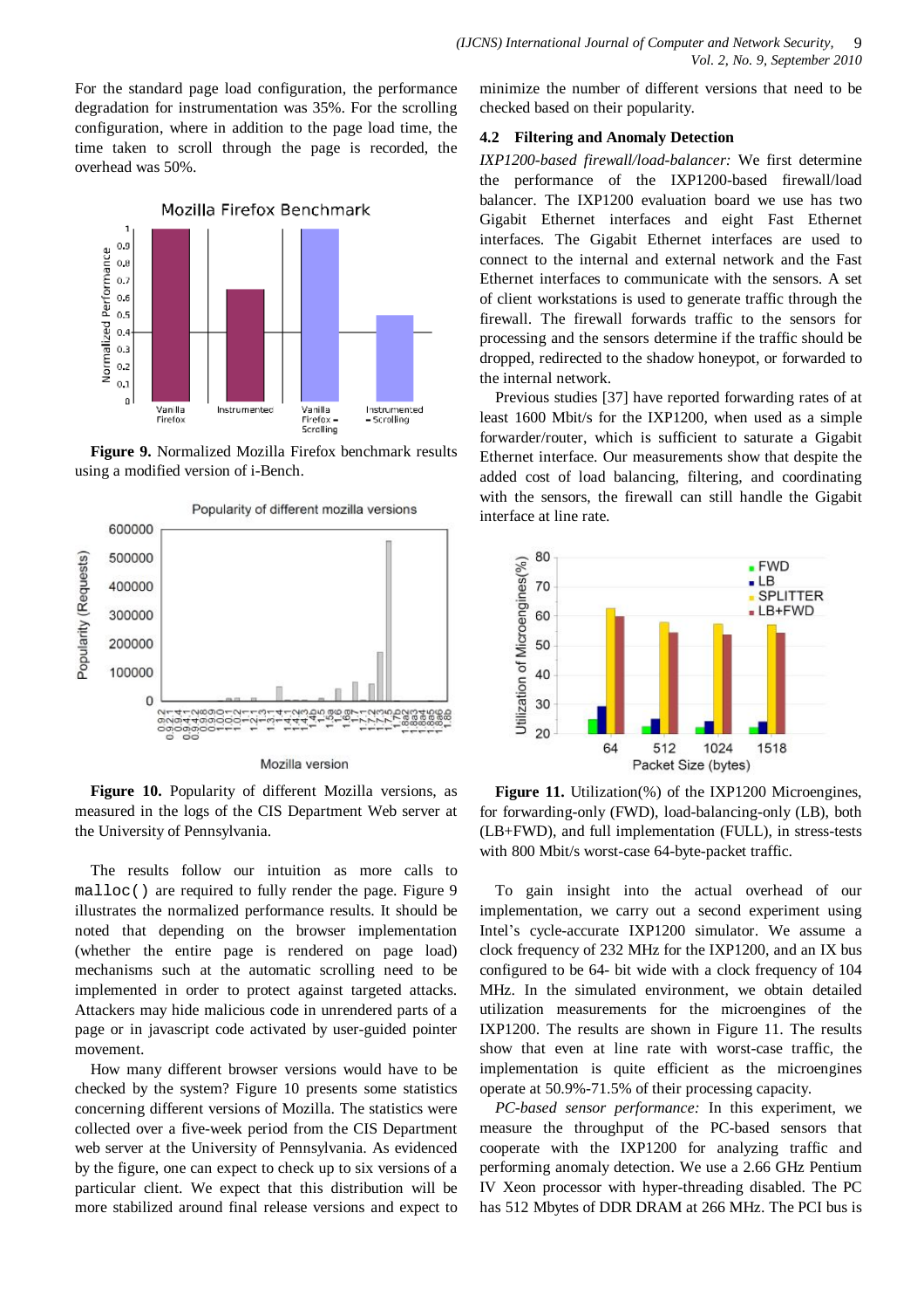For the standard page load configuration, the performance degradation for instrumentation was 35%. For the scrolling configuration, where in addition to the page load time, the time taken to scroll through the page is recorded, the overhead was 50%.

**Figure 9.** Normalized Mozilla Firefox benchmark results using a modified version of i-Bench.

**Figure 10.** Popularity of different Mozilla versions, as measured in the logs of the CIS Department Web server at the University of Pennsylvania.

The results follow our intuition as more calls to `malloc()` are required to fully render the page. Figure 9 illustrates the normalized performance results. It should be noted that depending on the browser implementation (whether the entire page is rendered on page load) mechanisms such at the automatic scrolling need to be implemented in order to protect against targeted attacks. Attackers may hide malicious code in unrendered parts of a page or in javascript code activated by user-guided pointer movement.

How many different browser versions would have to be checked by the system? Figure 10 presents some statistics concerning different versions of Mozilla. The statistics were collected over a five-week period from the CIS Department web server at the University of Pennsylvania. As evidenced by the figure, one can expect to check up to six versions of a particular client. We expect that this distribution will be more stabilized around final release versions and expect to minimize the number of different versions that need to be checked based on their popularity.

### 4.2 Filtering and Anomaly Detection

*IXP1200-based firewall/load-balancer:* We first determine the performance of the IXP1200-based firewall/load balancer. The IXP1200 evaluation board we use has two Gigabit Ethernet interfaces and eight Fast Ethernet interfaces. The Gigabit Ethernet interfaces are used to connect to the internal and external network and the Fast Ethernet interfaces to communicate with the sensors. A set of client workstations is used to generate traffic through the firewall. The firewall forwards traffic to the sensors for processing and the sensors determine if the traffic should be dropped, redirected to the shadow honeypot, or forwarded to the internal network.

Previous studies [37] have reported forwarding rates of at least 1600 Mbit/s for the IXP1200, when used as a simple forwarder/router, which is sufficient to saturate a Gigabit Ethernet interface. Our measurements show that despite the added cost of load balancing, filtering, and coordinating with the sensors, the firewall can still handle the Gigabit interface at line rate.

**Figure 11.** Utilization(%) of the IXP1200 Microengines, for forwarding-only (FWD), load-balancing-only (LB), both (LB+FWD), and full implementation (FULL), in stress-tests with 800 Mbit/s worst-case 64-byte-packet traffic.

To gain insight into the actual overhead of our implementation, we carry out a second experiment using Intel's cycle-accurate IXP1200 simulator. We assume a clock frequency of 232 MHz for the IXP1200, and an IX bus configured to be 64- bit wide with a clock frequency of 104 MHz. In the simulated environment, we obtain detailed utilization measurements for the microengines of the IXP1200. The results are shown in Figure 11. The results show that even at line rate with worst-case traffic, the implementation is quite efficient as the microengines operate at 50.9%-71.5% of their processing capacity.

*PC-based sensor performance:* In this experiment, we measure the throughput of the PC-based sensors that cooperate with the IXP1200 for analyzing traffic and performing anomaly detection. We use a 2.66 GHz Pentium IV Xeon processor with hyper-threading disabled. The PC has 512 Mbytes of DDR DRAM at 266 MHz. The PCI bus is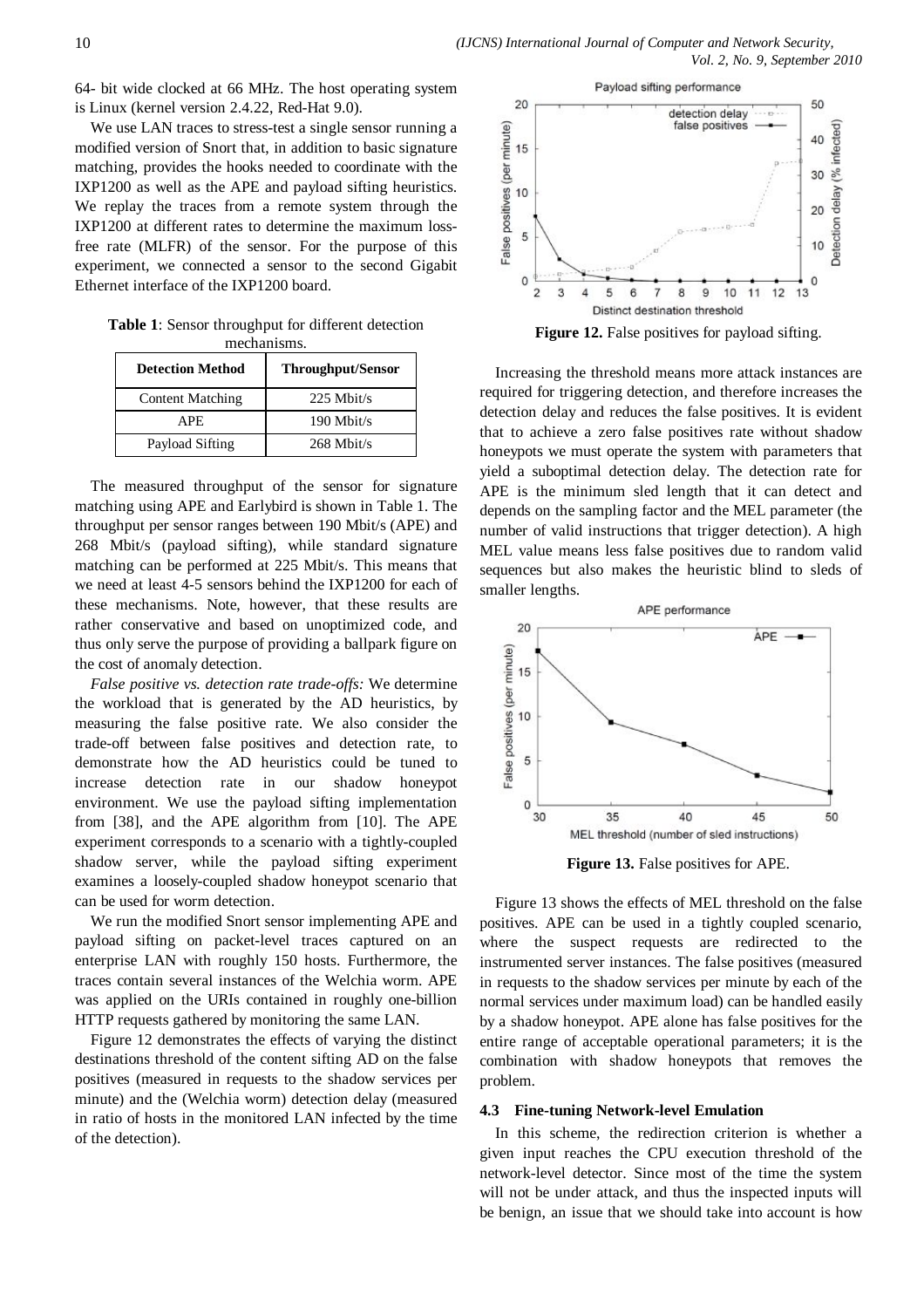64- bit wide clocked at 66 MHz. The host operating system is Linux (kernel version 2.4.22, Red-Hat 9.0).

We use LAN traces to stress-test a single sensor running a modified version of Snort that, in addition to basic signature matching, provides the hooks needed to coordinate with the IXP1200 as well as the APE and payload sifting heuristics. We replay the traces from a remote system through the IXP1200 at different rates to determine the maximum loss-free rate (MLFR) of the sensor. For the purpose of this experiment, we connected a sensor to the second Gigabit Ethernet interface of the IXP1200 board.

**Table 1**: Sensor throughput for different detection mechanisms.

| Detection Method | Throughput/Sensor |
|---|---|
| Content Matching | 225 Mbit/s |
| APE | 190 Mbit/s |
| Payload Sifting | 268 Mbit/s |

The measured throughput of the sensor for signature matching using APE and Earlybird is shown in Table 1. The throughput per sensor ranges between 190 Mbit/s (APE) and 268 Mbit/s (payload sifting), while standard signature matching can be performed at 225 Mbit/s. This means that we need at least 4-5 sensors behind the IXP1200 for each of these mechanisms. Note, however, that these results are rather conservative and based on unoptimized code, and thus only serve the purpose of providing a ballpark figure on the cost of anomaly detection.

*False positive vs. detection rate trade-offs:* We determine the workload that is generated by the AD heuristics, by measuring the false positive rate. We also consider the trade-off between false positives and detection rate, to demonstrate how the AD heuristics could be tuned to increase detection rate in our shadow honeypot environment. We use the payload sifting implementation from [38], and the APE algorithm from [10]. The APE experiment corresponds to a scenario with a tightly-coupled shadow server, while the payload sifting experiment examines a loosely-coupled shadow honeypot scenario that can be used for worm detection.

We run the modified Snort sensor implementing APE and payload sifting on packet-level traces captured on an enterprise LAN with roughly 150 hosts. Furthermore, the traces contain several instances of the Welchia worm. APE was applied on the URIs contained in roughly one-billion HTTP requests gathered by monitoring the same LAN.

Figure 12 demonstrates the effects of varying the distinct destinations threshold of the content sifting AD on the false positives (measured in requests to the shadow services per minute) and the (Welchia worm) detection delay (measured in ratio of hosts in the monitored LAN infected by the time of the detection).

**Figure 12.** False positives for payload sifting.

Increasing the threshold means more attack instances are required for triggering detection, and therefore increases the detection delay and reduces the false positives. It is evident that to achieve a zero false positives rate without shadow honeypots we must operate the system with parameters that yield a suboptimal detection delay. The detection rate for APE is the minimum sled length that it can detect and depends on the sampling factor and the MEL parameter (the number of valid instructions that trigger detection). A high MEL value means less false positives due to random valid sequences but also makes the heuristic blind to sleds of smaller lengths.

**Figure 13.** False positives for APE.

Figure 13 shows the effects of MEL threshold on the false positives. APE can be used in a tightly coupled scenario, where the suspect requests are redirected to the instrumented server instances. The false positives (measured in requests to the shadow services per minute by each of the normal services under maximum load) can be handled easily by a shadow honeypot. APE alone has false positives for the entire range of acceptable operational parameters; it is the combination with shadow honeypots that removes the problem.

### 4.3 Fine-tuning Network-level Emulation

In this scheme, the redirection criterion is whether a given input reaches the CPU execution threshold of the network-level detector. Since most of the time the system will not be under attack, and thus the inspected inputs will be benign, an issue that we should take into account is how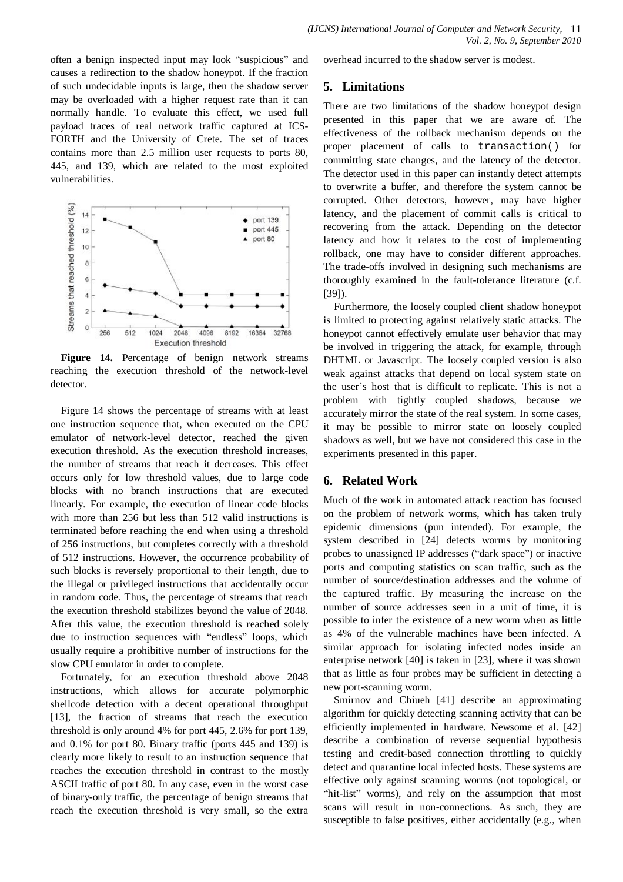often a benign inspected input may look "suspicious" and causes a redirection to the shadow honeypot. If the fraction of such undecidable inputs is large, then the shadow server may be overloaded with a higher request rate than it can normally handle. To evaluate this effect, we used full payload traces of real network traffic captured at ICS-FORTH and the University of Crete. The set of traces contains more than 2.5 million user requests to ports 80, 445, and 139, which are related to the most exploited vulnerabilities.

**Figure 14.** Percentage of benign network streams reaching the execution threshold of the network-level detector.

Figure 14 shows the percentage of streams with at least one instruction sequence that, when executed on the CPU emulator of network-level detector, reached the given execution threshold. As the execution threshold increases, the number of streams that reach it decreases. This effect occurs only for low threshold values, due to large code blocks with no branch instructions that are executed linearly. For example, the execution of linear code blocks with more than 256 but less than 512 valid instructions is terminated before reaching the end when using a threshold of 256 instructions, but completes correctly with a threshold of 512 instructions. However, the occurrence probability of such blocks is reversely proportional to their length, due to the illegal or privileged instructions that accidentally occur in random code. Thus, the percentage of streams that reach the execution threshold stabilizes beyond the value of 2048. After this value, the execution threshold is reached solely due to instruction sequences with "endless" loops, which usually require a prohibitive number of instructions for the slow CPU emulator in order to complete.

Fortunately, for an execution threshold above 2048 instructions, which allows for accurate polymorphic shellcode detection with a decent operational throughput [13], the fraction of streams that reach the execution threshold is only around 4% for port 445, 2.6% for port 139, and 0.1% for port 80. Binary traffic (ports 445 and 139) is clearly more likely to result to an instruction sequence that reaches the execution threshold in contrast to the mostly ASCII traffic of port 80. In any case, even in the worst case of binary-only traffic, the percentage of benign streams that reach the execution threshold is very small, so the extra overhead incurred to the shadow server is modest.

## 5. Limitations

There are two limitations of the shadow honeypot design presented in this paper that we are aware of. The effectiveness of the rollback mechanism depends on the proper placement of calls to `transaction()` for committing state changes, and the latency of the detector. The detector used in this paper can instantly detect attempts to overwrite a buffer, and therefore the system cannot be corrupted. Other detectors, however, may have higher latency, and the placement of commit calls is critical to recovering from the attack. Depending on the detector latency and how it relates to the cost of implementing rollback, one may have to consider different approaches. The trade-offs involved in designing such mechanisms are thoroughly examined in the fault-tolerance literature (c.f. [39]).

Furthermore, the loosely coupled client shadow honeypot is limited to protecting against relatively static attacks. The honeypot cannot effectively emulate user behavior that may be involved in triggering the attack, for example, through DHTML or Javascript. The loosely coupled version is also weak against attacks that depend on local system state on the user's host that is difficult to replicate. This is not a problem with tightly coupled shadows, because we accurately mirror the state of the real system. In some cases, it may be possible to mirror state on loosely coupled shadows as well, but we have not considered this case in the experiments presented in this paper.

## 6. Related Work

Much of the work in automated attack reaction has focused on the problem of network worms, which has taken truly epidemic dimensions (pun intended). For example, the system described in [24] detects worms by monitoring probes to unassigned IP addresses ("dark space") or inactive ports and computing statistics on scan traffic, such as the number of source/destination addresses and the volume of the captured traffic. By measuring the increase on the number of source addresses seen in a unit of time, it is possible to infer the existence of a new worm when as little as 4% of the vulnerable machines have been infected. A similar approach for isolating infected nodes inside an enterprise network [40] is taken in [23], where it was shown that as little as four probes may be sufficient in detecting a new port-scanning worm.

Smirnov and Chiueh [41] describe an approximating algorithm for quickly detecting scanning activity that can be efficiently implemented in hardware. Newsome et al. [42] describe a combination of reverse sequential hypothesis testing and credit-based connection throttling to quickly detect and quarantine local infected hosts. These systems are effective only against scanning worms (not topological, or "hit-list" worms), and rely on the assumption that most scans will result in non-connections. As such, they are susceptible to false positives, either accidentally (e.g., when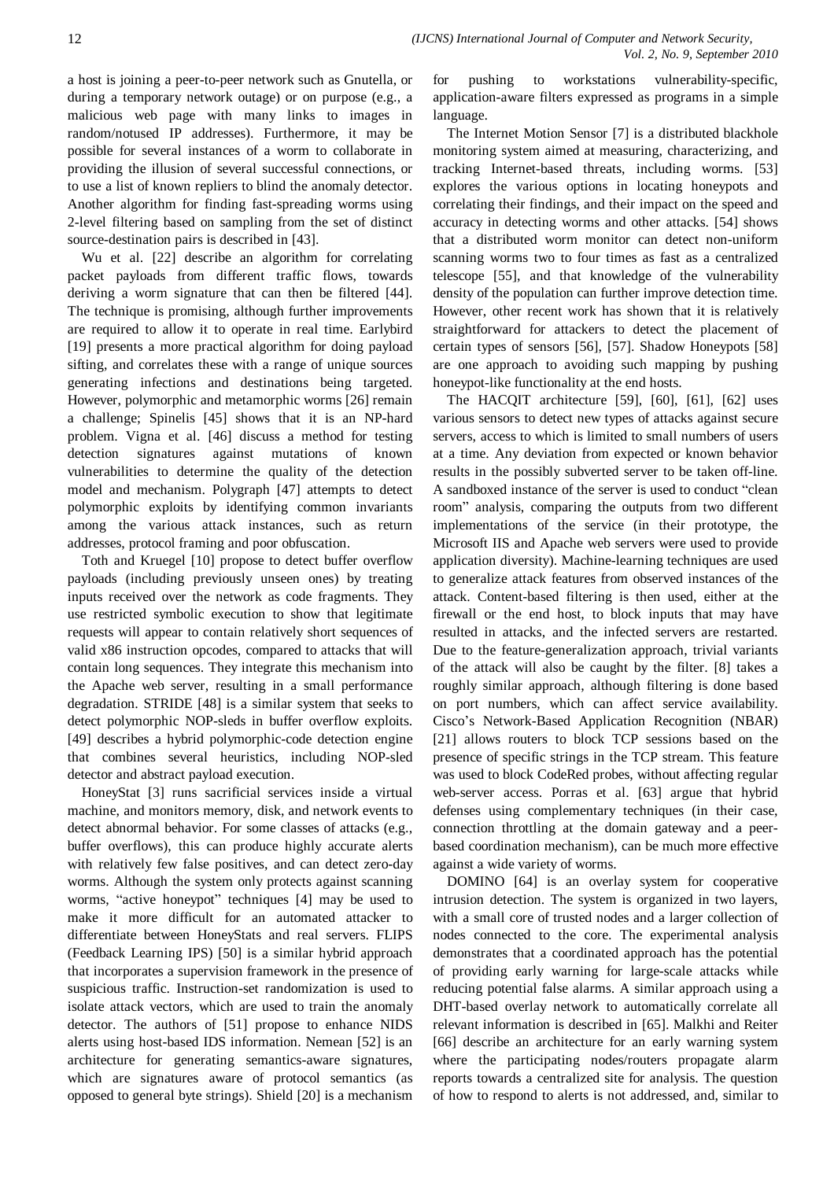a host is joining a peer-to-peer network such as Gnutella, or during a temporary network outage) or on purpose (e.g., a malicious web page with many links to images in random/notused IP addresses). Furthermore, it may be possible for several instances of a worm to collaborate in providing the illusion of several successful connections, or to use a list of known repliers to blind the anomaly detector. Another algorithm for finding fast-spreading worms using 2-level filtering based on sampling from the set of distinct source-destination pairs is described in [43].

Wu et al. [22] describe an algorithm for correlating packet payloads from different traffic flows, towards deriving a worm signature that can then be filtered [44]. The technique is promising, although further improvements are required to allow it to operate in real time. Earlybird [19] presents a more practical algorithm for doing payload sifting, and correlates these with a range of unique sources generating infections and destinations being targeted. However, polymorphic and metamorphic worms [26] remain a challenge; Spinelis [45] shows that it is an NP-hard problem. Vigna et al. [46] discuss a method for testing detection signatures against mutations of known vulnerabilities to determine the quality of the detection model and mechanism. Polygraph [47] attempts to detect polymorphic exploits by identifying common invariants among the various attack instances, such as return addresses, protocol framing and poor obfuscation.

Toth and Kruegel [10] propose to detect buffer overflow payloads (including previously unseen ones) by treating inputs received over the network as code fragments. They use restricted symbolic execution to show that legitimate requests will appear to contain relatively short sequences of valid x86 instruction opcodes, compared to attacks that will contain long sequences. They integrate this mechanism into the Apache web server, resulting in a small performance degradation. STRIDE [48] is a similar system that seeks to detect polymorphic NOP-sleds in buffer overflow exploits. [49] describes a hybrid polymorphic-code detection engine that combines several heuristics, including NOP-sled detector and abstract payload execution.

HoneyStat [3] runs sacrificial services inside a virtual machine, and monitors memory, disk, and network events to detect abnormal behavior. For some classes of attacks (e.g., buffer overflows), this can produce highly accurate alerts with relatively few false positives, and can detect zero-day worms. Although the system only protects against scanning worms, "active honeypot" techniques [4] may be used to make it more difficult for an automated attacker to differentiate between HoneyStats and real servers. FLIPS (Feedback Learning IPS) [50] is a similar hybrid approach that incorporates a supervision framework in the presence of suspicious traffic. Instruction-set randomization is used to isolate attack vectors, which are used to train the anomaly detector. The authors of [51] propose to enhance NIDS alerts using host-based IDS information. Nemean [52] is an architecture for generating semantics-aware signatures, which are signatures aware of protocol semantics (as opposed to general byte strings). Shield [20] is a mechanism for pushing to workstations vulnerability-specific, application-aware filters expressed as programs in a simple language.

The Internet Motion Sensor [7] is a distributed blackhole monitoring system aimed at measuring, characterizing, and tracking Internet-based threats, including worms. [53] explores the various options in locating honeypots and correlating their findings, and their impact on the speed and accuracy in detecting worms and other attacks. [54] shows that a distributed worm monitor can detect non-uniform scanning worms two to four times as fast as a centralized telescope [55], and that knowledge of the vulnerability density of the population can further improve detection time. However, other recent work has shown that it is relatively straightforward for attackers to detect the placement of certain types of sensors [56], [57]. Shadow Honeypots [58] are one approach to avoiding such mapping by pushing honeypot-like functionality at the end hosts.

The HACQIT architecture [59], [60], [61], [62] uses various sensors to detect new types of attacks against secure servers, access to which is limited to small numbers of users at a time. Any deviation from expected or known behavior results in the possibly subverted server to be taken off-line. A sandboxed instance of the server is used to conduct "clean room" analysis, comparing the outputs from two different implementations of the service (in their prototype, the Microsoft IIS and Apache web servers were used to provide application diversity). Machine-learning techniques are used to generalize attack features from observed instances of the attack. Content-based filtering is then used, either at the firewall or the end host, to block inputs that may have resulted in attacks, and the infected servers are restarted. Due to the feature-generalization approach, trivial variants of the attack will also be caught by the filter. [8] takes a roughly similar approach, although filtering is done based on port numbers, which can affect service availability. Cisco's Network-Based Application Recognition (NBAR) [21] allows routers to block TCP sessions based on the presence of specific strings in the TCP stream. This feature was used to block CodeRed probes, without affecting regular web-server access. Porras et al. [63] argue that hybrid defenses using complementary techniques (in their case, connection throttling at the domain gateway and a peer-based coordination mechanism), can be much more effective against a wide variety of worms.

DOMINO [64] is an overlay system for cooperative intrusion detection. The system is organized in two layers, with a small core of trusted nodes and a larger collection of nodes connected to the core. The experimental analysis demonstrates that a coordinated approach has the potential of providing early warning for large-scale attacks while reducing potential false alarms. A similar approach using a DHT-based overlay network to automatically correlate all relevant information is described in [65]. Malkhi and Reiter [66] describe an architecture for an early warning system where the participating nodes/routers propagate alarm reports towards a centralized site for analysis. The question of how to respond to alerts is not addressed, and, similar to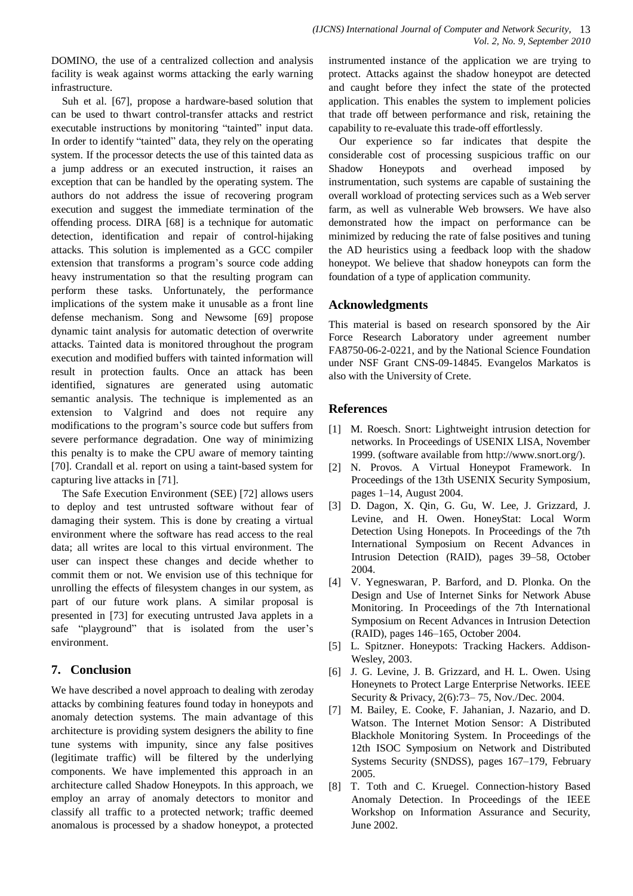DOMINO, the use of a centralized collection and analysis facility is weak against worms attacking the early warning infrastructure.

Suh et al. [67], propose a hardware-based solution that can be used to thwart control-transfer attacks and restrict executable instructions by monitoring "tainted" input data. In order to identify "tainted" data, they rely on the operating system. If the processor detects the use of this tainted data as a jump address or an executed instruction, it raises an exception that can be handled by the operating system. The authors do not address the issue of recovering program execution and suggest the immediate termination of the offending process. DIRA [68] is a technique for automatic detection, identification and repair of control-hijaking attacks. This solution is implemented as a GCC compiler extension that transforms a program's source code adding heavy instrumentation so that the resulting program can perform these tasks. Unfortunately, the performance implications of the system make it unusable as a front line defense mechanism. Song and Newsome [69] propose dynamic taint analysis for automatic detection of overwrite attacks. Tainted data is monitored throughout the program execution and modified buffers with tainted information will result in protection faults. Once an attack has been identified, signatures are generated using automatic semantic analysis. The technique is implemented as an extension to Valgrind and does not require any modifications to the program's source code but suffers from severe performance degradation. One way of minimizing this penalty is to make the CPU aware of memory tainting [70]. Crandall et al. report on using a taint-based system for capturing live attacks in [71].

The Safe Execution Environment (SEE) [72] allows users to deploy and test untrusted software without fear of damaging their system. This is done by creating a virtual environment where the software has read access to the real data; all writes are local to this virtual environment. The user can inspect these changes and decide whether to commit them or not. We envision use of this technique for unrolling the effects of filesystem changes in our system, as part of our future work plans. A similar proposal is presented in [73] for executing untrusted Java applets in a safe "playground" that is isolated from the user's environment.

## 7. Conclusion

We have described a novel approach to dealing with zeroday attacks by combining features found today in honeypots and anomaly detection systems. The main advantage of this architecture is providing system designers the ability to fine tune systems with impunity, since any false positives (legitimate traffic) will be filtered by the underlying components. We have implemented this approach in an architecture called Shadow Honeypots. In this approach, we employ an array of anomaly detectors to monitor and classify all traffic to a protected network; traffic deemed anomalous is processed by a shadow honeypot, a protected instrumented instance of the application we are trying to protect. Attacks against the shadow honeypot are detected and caught before they infect the state of the protected application. This enables the system to implement policies that trade off between performance and risk, retaining the capability to re-evaluate this trade-off effortlessly.

Our experience so far indicates that despite the considerable cost of processing suspicious traffic on our Shadow Honeypots and overhead imposed by instrumentation, such systems are capable of sustaining the overall workload of protecting services such as a Web server farm, as well as vulnerable Web browsers. We have also demonstrated how the impact on performance can be minimized by reducing the rate of false positives and tuning the AD heuristics using a feedback loop with the shadow honeypot. We believe that shadow honeypots can form the foundation of a type of application community.

## Acknowledgments

This material is based on research sponsored by the Air Force Research Laboratory under agreement number FA8750-06-2-0221, and by the National Science Foundation under NSF Grant CNS-09-14845. Evangelos Markatos is also with the University of Crete.

## References

[1] M. Roesch. Snort: Lightweight intrusion detection for networks. In Proceedings of USENIX LISA, November 1999. (software available from http://www.snort.org/).

[2] N. Provos. A Virtual Honeypot Framework. In Proceedings of the 13th USENIX Security Symposium, pages 1–14, August 2004.

[3] D. Dagon, X. Qin, G. Gu, W. Lee, J. Grizzard, J. Levine, and H. Owen. HoneyStat: Local Worm Detection Using Honepots. In Proceedings of the 7th International Symposium on Recent Advances in Intrusion Detection (RAID), pages 39–58, October 2004.

[4] V. Yegneswaran, P. Barford, and D. Plonka. On the Design and Use of Internet Sinks for Network Abuse Monitoring. In Proceedings of the 7th International Symposium on Recent Advances in Intrusion Detection (RAID), pages 146–165, October 2004.

[5] L. Spitzner. Honeypots: Tracking Hackers. Addison-Wesley, 2003.

[6] J. G. Levine, J. B. Grizzard, and H. L. Owen. Using Honeynets to Protect Large Enterprise Networks. IEEE Security & Privacy, 2(6):73– 75, Nov./Dec. 2004.

[7] M. Bailey, E. Cooke, F. Jahanian, J. Nazario, and D. Watson. The Internet Motion Sensor: A Distributed Blackhole Monitoring System. In Proceedings of the 12th ISOC Symposium on Network and Distributed Systems Security (SNDSS), pages 167–179, February 2005.

[8] T. Toth and C. Kruegel. Connection-history Based Anomaly Detection. In Proceedings of the IEEE Workshop on Information Assurance and Security, June 2002.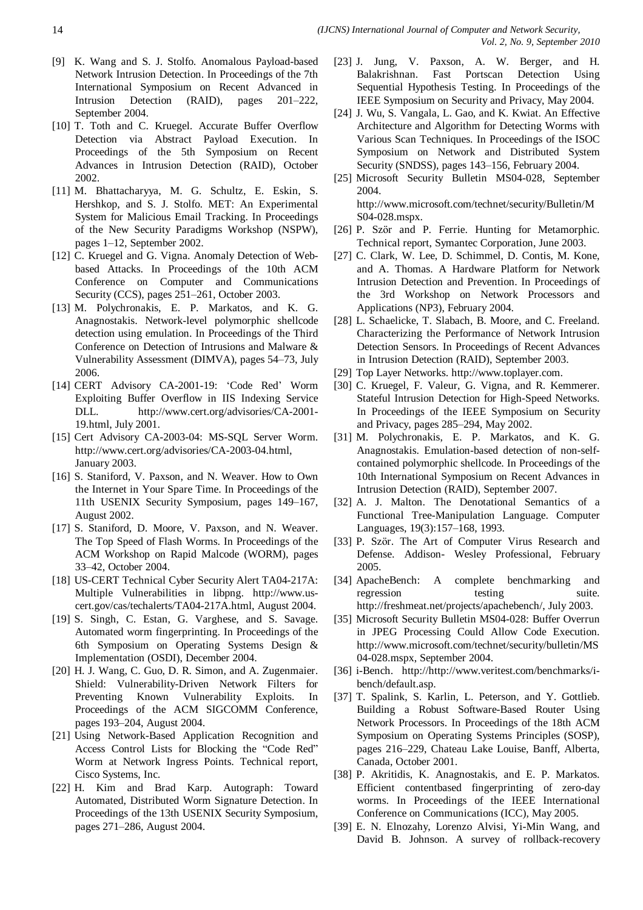[9] K. Wang and S. J. Stolfo. Anomalous Payload-based Network Intrusion Detection. In Proceedings of the 7th International Symposium on Recent Advanced in Intrusion Detection (RAID), pages 201–222, September 2004.

[10] T. Toth and C. Kruegel. Accurate Buffer Overflow Detection via Abstract Payload Execution. In Proceedings of the 5th Symposium on Recent Advances in Intrusion Detection (RAID), October 2002.

[11] M. Bhattacharyya, M. G. Schultz, E. Eskin, S. Hershkop, and S. J. Stolfo. MET: An Experimental System for Malicious Email Tracking. In Proceedings of the New Security Paradigms Workshop (NSPW), pages 1–12, September 2002.

[12] C. Kruegel and G. Vigna. Anomaly Detection of Web-based Attacks. In Proceedings of the 10th ACM Conference on Computer and Communications Security (CCS), pages 251–261, October 2003.

[13] M. Polychronakis, E. P. Markatos, and K. G. Anagnostakis. Network-level polymorphic shellcode detection using emulation. In Proceedings of the Third Conference on Detection of Intrusions and Malware & Vulnerability Assessment (DIMVA), pages 54–73, July 2006.

[14] CERT Advisory CA-2001-19: 'Code Red' Worm Exploiting Buffer Overflow in IIS Indexing Service DLL. http://www.cert.org/advisories/CA-2001-19.html, July 2001.

[15] Cert Advisory CA-2003-04: MS-SQL Server Worm. http://www.cert.org/advisories/CA-2003-04.html, January 2003.

[16] S. Staniford, V. Paxson, and N. Weaver. How to Own the Internet in Your Spare Time. In Proceedings of the 11th USENIX Security Symposium, pages 149–167, August 2002.

[17] S. Staniford, D. Moore, V. Paxson, and N. Weaver. The Top Speed of Flash Worms. In Proceedings of the ACM Workshop on Rapid Malcode (WORM), pages 33–42, October 2004.

[18] US-CERT Technical Cyber Security Alert TA04-217A: Multiple Vulnerabilities in libpng. http://www.us-cert.gov/cas/techalerts/TA04-217A.html, August 2004.

[19] S. Singh, C. Estan, G. Varghese, and S. Savage. Automated worm fingerprinting. In Proceedings of the 6th Symposium on Operating Systems Design & Implementation (OSDI), December 2004.

[20] H. J. Wang, C. Guo, D. R. Simon, and A. Zugenmaier. Shield: Vulnerability-Driven Network Filters for Preventing Known Vulnerability Exploits. In Proceedings of the ACM SIGCOMM Conference, pages 193–204, August 2004.

[21] Using Network-Based Application Recognition and Access Control Lists for Blocking the "Code Red" Worm at Network Ingress Points. Technical report, Cisco Systems, Inc.

[22] H. Kim and Brad Karp. Autograph: Toward Automated, Distributed Worm Signature Detection. In Proceedings of the 13th USENIX Security Symposium, pages 271–286, August 2004.

[23] J. Jung, V. Paxson, A. W. Berger, and H. Balakrishnan. Fast Portscan Detection Using Sequential Hypothesis Testing. In Proceedings of the IEEE Symposium on Security and Privacy, May 2004.

[24] J. Wu, S. Vangala, L. Gao, and K. Kwiat. An Effective Architecture and Algorithm for Detecting Worms with Various Scan Techniques. In Proceedings of the ISOC Symposium on Network and Distributed System Security (SNDSS), pages 143–156, February 2004.

[25] Microsoft Security Bulletin MS04-028, September 2004. http://www.microsoft.com/technet/security/Bulletin/MS04-028.mspx.

[26] P. Ször and P. Ferrie. Hunting for Metamorphic. Technical report, Symantec Corporation, June 2003.

[27] C. Clark, W. Lee, D. Schimmel, D. Contis, M. Kone, and A. Thomas. A Hardware Platform for Network Intrusion Detection and Prevention. In Proceedings of the 3rd Workshop on Network Processors and Applications (NP3), February 2004.

[28] L. Schaelicke, T. Slabach, B. Moore, and C. Freeland. Characterizing the Performance of Network Intrusion Detection Sensors. In Proceedings of Recent Advances in Intrusion Detection (RAID), September 2003.

[29] Top Layer Networks. http://www.toplayer.com.

[30] C. Kruegel, F. Valeur, G. Vigna, and R. Kemmerer. Stateful Intrusion Detection for High-Speed Networks. In Proceedings of the IEEE Symposium on Security and Privacy, pages 285–294, May 2002.

[31] M. Polychronakis, E. P. Markatos, and K. G. Anagnostakis. Emulation-based detection of non-self-contained polymorphic shellcode. In Proceedings of the 10th International Symposium on Recent Advances in Intrusion Detection (RAID), September 2007.

[32] A. J. Malton. The Denotational Semantics of a Functional Tree-Manipulation Language. Computer Languages, 19(3):157–168, 1993.

[33] P. Ször. The Art of Computer Virus Research and Defense. Addison- Wesley Professional, February 2005.

[34] ApacheBench: A complete benchmarking and regression testing suite. http://freshmeat.net/projects/apachebench/, July 2003.

[35] Microsoft Security Bulletin MS04-028: Buffer Overrun in JPEG Processing Could Allow Code Execution. http://www.microsoft.com/technet/security/bulletin/MS04-028.mspx, September 2004.

[36] i-Bench. http://http://www.veritest.com/benchmarks/i-bench/default.asp.

[37] T. Spalink, S. Karlin, L. Peterson, and Y. Gottlieb. Building a Robust Software-Based Router Using Network Processors. In Proceedings of the 18th ACM Symposium on Operating Systems Principles (SOSP), pages 216–229, Chateau Lake Louise, Banff, Alberta, Canada, October 2001.

[38] P. Akritidis, K. Anagnostakis, and E. P. Markatos. Efficient contentbased fingerprinting of zero-day worms. In Proceedings of the IEEE International Conference on Communications (ICC), May 2005.

[39] E. N. Elnozahy, Lorenzo Alvisi, Yi-Min Wang, and David B. Johnson. A survey of rollback-recovery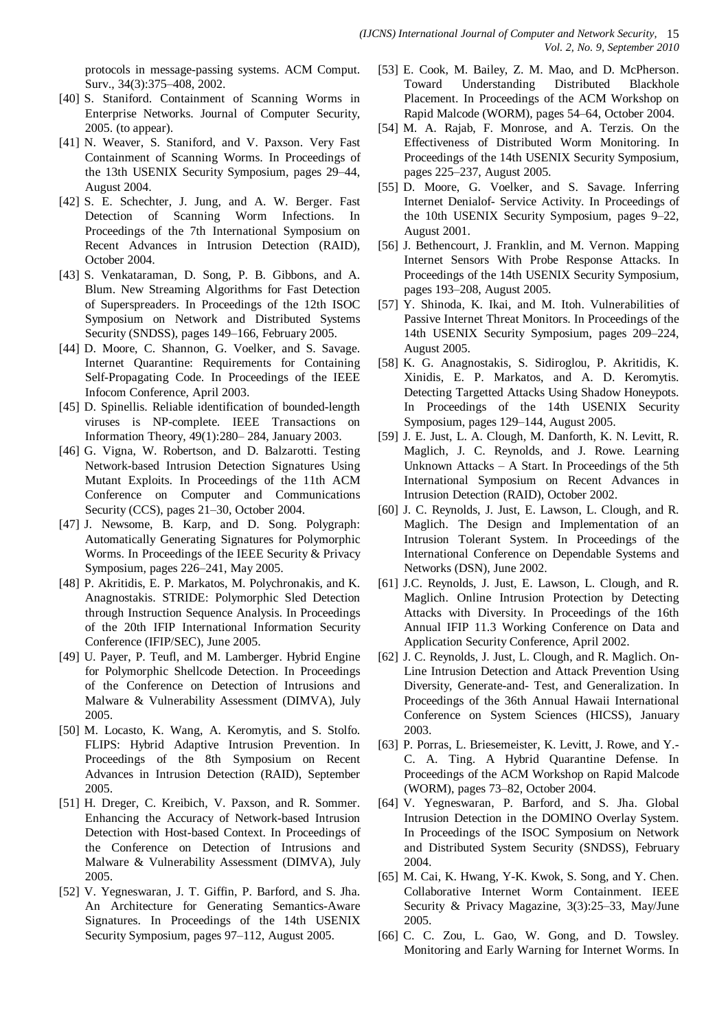protocols in message-passing systems. ACM Comput. Surv., 34(3):375–408, 2002.

[40] S. Staniford. Containment of Scanning Worms in Enterprise Networks. Journal of Computer Security, 2005. (to appear).

[41] N. Weaver, S. Staniford, and V. Paxson. Very Fast Containment of Scanning Worms. In Proceedings of the 13th USENIX Security Symposium, pages 29–44, August 2004.

[42] S. E. Schechter, J. Jung, and A. W. Berger. Fast Detection of Scanning Worm Infections. In Proceedings of the 7th International Symposium on Recent Advances in Intrusion Detection (RAID), October 2004.

[43] S. Venkataraman, D. Song, P. B. Gibbons, and A. Blum. New Streaming Algorithms for Fast Detection of Superspreaders. In Proceedings of the 12th ISOC Symposium on Network and Distributed Systems Security (SNDSS), pages 149–166, February 2005.

[44] D. Moore, C. Shannon, G. Voelker, and S. Savage. Internet Quarantine: Requirements for Containing Self-Propagating Code. In Proceedings of the IEEE Infocom Conference, April 2003.

[45] D. Spinellis. Reliable identification of bounded-length viruses is NP-complete. IEEE Transactions on Information Theory, 49(1):280– 284, January 2003.

[46] G. Vigna, W. Robertson, and D. Balzarotti. Testing Network-based Intrusion Detection Signatures Using Mutant Exploits. In Proceedings of the 11th ACM Conference on Computer and Communications Security (CCS), pages 21–30, October 2004.

[47] J. Newsome, B. Karp, and D. Song. Polygraph: Automatically Generating Signatures for Polymorphic Worms. In Proceedings of the IEEE Security & Privacy Symposium, pages 226–241, May 2005.

[48] P. Akritidis, E. P. Markatos, M. Polychronakis, and K. Anagnostakis. STRIDE: Polymorphic Sled Detection through Instruction Sequence Analysis. In Proceedings of the 20th IFIP International Information Security Conference (IFIP/SEC), June 2005.

[49] U. Payer, P. Teufl, and M. Lamberger. Hybrid Engine for Polymorphic Shellcode Detection. In Proceedings of the Conference on Detection of Intrusions and Malware & Vulnerability Assessment (DIMVA), July 2005.

[50] M. Locasto, K. Wang, A. Keromytis, and S. Stolfo. FLIPS: Hybrid Adaptive Intrusion Prevention. In Proceedings of the 8th Symposium on Recent Advances in Intrusion Detection (RAID), September 2005.

[51] H. Dreger, C. Kreibich, V. Paxson, and R. Sommer. Enhancing the Accuracy of Network-based Intrusion Detection with Host-based Context. In Proceedings of the Conference on Detection of Intrusions and Malware & Vulnerability Assessment (DIMVA), July 2005.

[52] V. Yegneswaran, J. T. Giffin, P. Barford, and S. Jha. An Architecture for Generating Semantics-Aware Signatures. In Proceedings of the 14th USENIX Security Symposium, pages 97–112, August 2005.

[53] E. Cook, M. Bailey, Z. M. Mao, and D. McPherson. Toward Understanding Distributed Blackhole Placement. In Proceedings of the ACM Workshop on Rapid Malcode (WORM), pages 54–64, October 2004.

[54] M. A. Rajab, F. Monrose, and A. Terzis. On the Effectiveness of Distributed Worm Monitoring. In Proceedings of the 14th USENIX Security Symposium, pages 225–237, August 2005.

[55] D. Moore, G. Voelker, and S. Savage. Inferring Internet Denialof- Service Activity. In Proceedings of the 10th USENIX Security Symposium, pages 9–22, August 2001.

[56] J. Bethencourt, J. Franklin, and M. Vernon. Mapping Internet Sensors With Probe Response Attacks. In Proceedings of the 14th USENIX Security Symposium, pages 193–208, August 2005.

[57] Y. Shinoda, K. Ikai, and M. Itoh. Vulnerabilities of Passive Internet Threat Monitors. In Proceedings of the 14th USENIX Security Symposium, pages 209–224, August 2005.

[58] K. G. Anagnostakis, S. Sidiroglou, P. Akritidis, K. Xinidis, E. P. Markatos, and A. D. Keromytis. Detecting Targetted Attacks Using Shadow Honeypots. In Proceedings of the 14th USENIX Security Symposium, pages 129–144, August 2005.

[59] J. E. Just, L. A. Clough, M. Danforth, K. N. Levitt, R. Maglich, J. C. Reynolds, and J. Rowe. Learning Unknown Attacks – A Start. In Proceedings of the 5th International Symposium on Recent Advances in Intrusion Detection (RAID), October 2002.

[60] J. C. Reynolds, J. Just, E. Lawson, L. Clough, and R. Maglich. The Design and Implementation of an Intrusion Tolerant System. In Proceedings of the International Conference on Dependable Systems and Networks (DSN), June 2002.

[61] J.C. Reynolds, J. Just, E. Lawson, L. Clough, and R. Maglich. Online Intrusion Protection by Detecting Attacks with Diversity. In Proceedings of the 16th Annual IFIP 11.3 Working Conference on Data and Application Security Conference, April 2002.

[62] J. C. Reynolds, J. Just, L. Clough, and R. Maglich. On-Line Intrusion Detection and Attack Prevention Using Diversity, Generate-and- Test, and Generalization. In Proceedings of the 36th Annual Hawaii International Conference on System Sciences (HICSS), January 2003.

[63] P. Porras, L. Briesemeister, K. Levitt, J. Rowe, and Y.-C. A. Ting. A Hybrid Quarantine Defense. In Proceedings of the ACM Workshop on Rapid Malcode (WORM), pages 73–82, October 2004.

[64] V. Yegneswaran, P. Barford, and S. Jha. Global Intrusion Detection in the DOMINO Overlay System. In Proceedings of the ISOC Symposium on Network and Distributed System Security (SNDSS), February 2004.

[65] M. Cai, K. Hwang, Y-K. Kwok, S. Song, and Y. Chen. Collaborative Internet Worm Containment. IEEE Security & Privacy Magazine, 3(3):25–33, May/June 2005.

[66] C. C. Zou, L. Gao, W. Gong, and D. Towsley. Monitoring and Early Warning for Internet Worms. In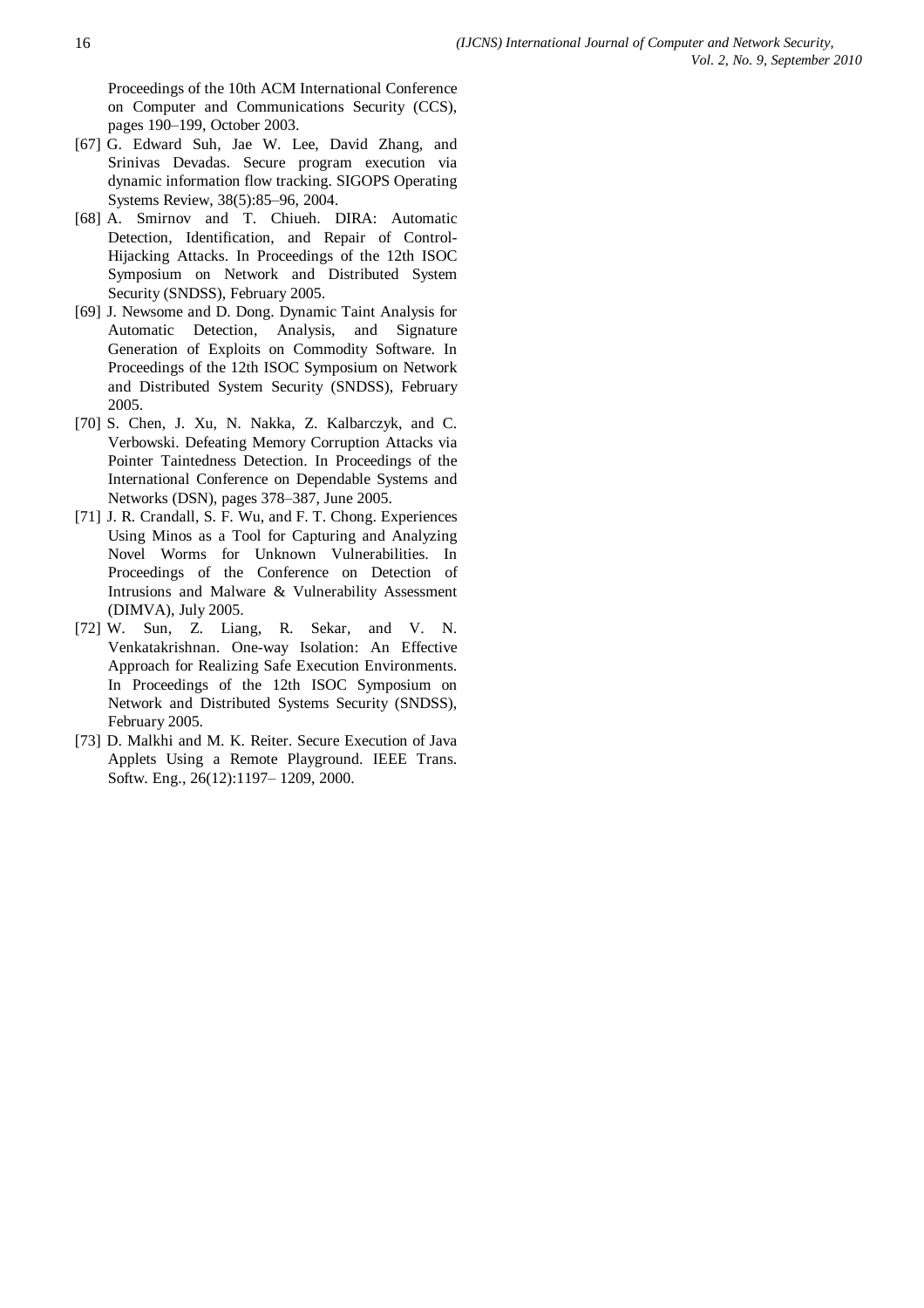Proceedings of the 10th ACM International Conference on Computer and Communications Security (CCS), pages 190–199, October 2003.

[67] G. Edward Suh, Jae W. Lee, David Zhang, and Srinivas Devadas. Secure program execution via dynamic information flow tracking. SIGOPS Operating Systems Review, 38(5):85–96, 2004.

[68] A. Smirnov and T. Chiueh. DIRA: Automatic Detection, Identification, and Repair of Control-Hijacking Attacks. In Proceedings of the 12th ISOC Symposium on Network and Distributed System Security (SNDSS), February 2005.

[69] J. Newsome and D. Dong. Dynamic Taint Analysis for Automatic Detection, Analysis, and Signature Generation of Exploits on Commodity Software. In Proceedings of the 12th ISOC Symposium on Network and Distributed System Security (SNDSS), February 2005.

[70] S. Chen, J. Xu, N. Nakka, Z. Kalbarczyk, and C. Verbowski. Defeating Memory Corruption Attacks via Pointer Taintedness Detection. In Proceedings of the International Conference on Dependable Systems and Networks (DSN), pages 378–387, June 2005.

[71] J. R. Crandall, S. F. Wu, and F. T. Chong. Experiences Using Minos as a Tool for Capturing and Analyzing Novel Worms for Unknown Vulnerabilities. In Proceedings of the Conference on Detection of Intrusions and Malware & Vulnerability Assessment (DIMVA), July 2005.

[72] W. Sun, Z. Liang, R. Sekar, and V. N. Venkatakrishnan. One-way Isolation: An Effective Approach for Realizing Safe Execution Environments. In Proceedings of the 12th ISOC Symposium on Network and Distributed Systems Security (SNDSS), February 2005.

[73] D. Malkhi and M. K. Reiter. Secure Execution of Java Applets Using a Remote Playground. IEEE Trans. Softw. Eng., 26(12):1197– 1209, 2000.